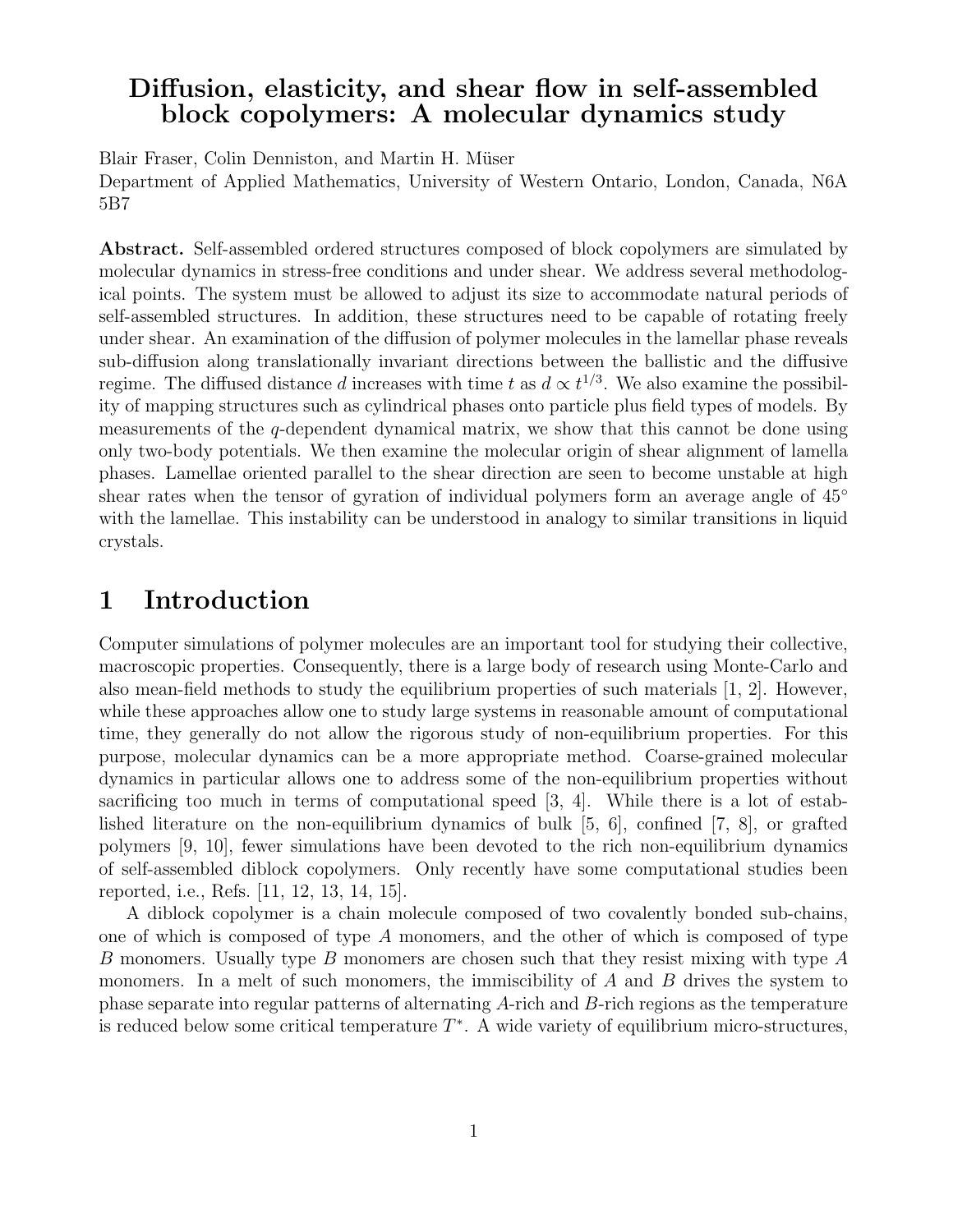# Diffusion, elasticity, and shear flow in self-assembled block copolymers: A molecular dynamics study

Blair Fraser, Colin Denniston, and Martin H. Müser

Department of Applied Mathematics, University of Western Ontario, London, Canada, N6A 5B7

**Abstract.** Self-assembled ordered structures composed of block copolymers are simulated by molecular dynamics in stress-free conditions and under shear. We address several methodological points. The system must be allowed to adjust its size to accommodate natural periods of self-assembled structures. In addition, these structures need to be capable of rotating freely under shear. An examination of the diffusion of polymer molecules in the lamellar phase reveals sub-diffusion along translationally invariant directions between the ballistic and the diffusive regime. The diffused distance $d$ increases with time $t$ as $d \propto t^{1/3}$. We also examine the possibility of mapping structures such as cylindrical phases onto particle plus field types of models. By measurements of the $q$-dependent dynamical matrix, we show that this cannot be done using only two-body potentials. We then examine the molecular origin of shear alignment of lamella phases. Lamellae oriented parallel to the shear direction are seen to become unstable at high shear rates when the tensor of gyration of individual polymers form an average angle of $45^\circ$ with the lamellae. This instability can be understood in analogy to similar transitions in liquid crystals.

## 1 Introduction

Computer simulations of polymer molecules are an important tool for studying their collective, macroscopic properties. Consequently, there is a large body of research using Monte-Carlo and also mean-field methods to study the equilibrium properties of such materials [1, 2]. However, while these approaches allow one to study large systems in reasonable amount of computational time, they generally do not allow the rigorous study of non-equilibrium properties. For this purpose, molecular dynamics can be a more appropriate method. Coarse-grained molecular dynamics in particular allows one to address some of the non-equilibrium properties without sacrificing too much in terms of computational speed [3, 4]. While there is a lot of established literature on the non-equilibrium dynamics of bulk [5, 6], confined [7, 8], or grafted polymers [9, 10], fewer simulations have been devoted to the rich non-equilibrium dynamics of self-assembled diblock copolymers. Only recently have some computational studies been reported, i.e., Refs. [11, 12, 13, 14, 15].

A diblock copolymer is a chain molecule composed of two covalently bonded sub-chains, one of which is composed of type $A$ monomers, and the other of which is composed of type $B$ monomers. Usually type $B$ monomers are chosen such that they resist mixing with type $A$ monomers. In a melt of such monomers, the immiscibility of $A$ and $B$ drives the system to phase separate into regular patterns of alternating $A$-rich and $B$-rich regions as the temperature is reduced below some critical temperature $T^*$. A wide variety of equilibrium micro-structures,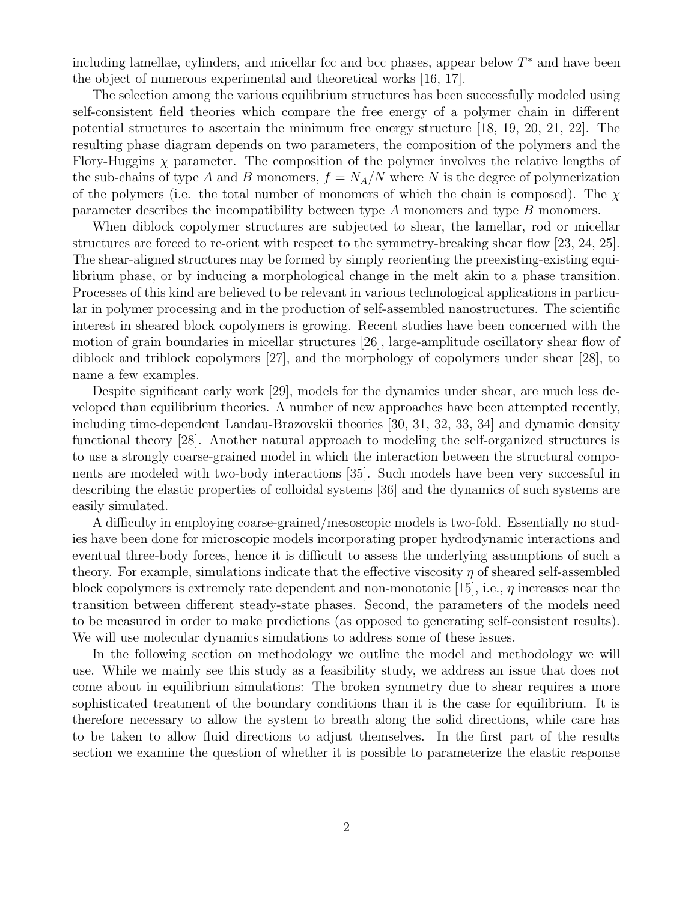including lamellae, cylinders, and micellar fcc and bcc phases, appear below $T^*$ and have been the object of numerous experimental and theoretical works [16, 17].

The selection among the various equilibrium structures has been successfully modeled using self-consistent field theories which compare the free energy of a polymer chain in different potential structures to ascertain the minimum free energy structure [18, 19, 20, 21, 22]. The resulting phase diagram depends on two parameters, the composition of the polymers and the Flory-Huggins $\chi$ parameter. The composition of the polymer involves the relative lengths of the sub-chains of type $A$ and $B$ monomers, $f = N_A/N$ where $N$ is the degree of polymerization of the polymers (i.e. the total number of monomers of which the chain is composed). The $\chi$ parameter describes the incompatibility between type $A$ monomers and type $B$ monomers.

When diblock copolymer structures are subjected to shear, the lamellar, rod or micellar structures are forced to re-orient with respect to the symmetry-breaking shear flow [23, 24, 25]. The shear-aligned structures may be formed by simply reorienting the preexisting-existing equilibrium phase, or by inducing a morphological change in the melt akin to a phase transition. Processes of this kind are believed to be relevant in various technological applications in particular in polymer processing and in the production of self-assembled nanostructures. The scientific interest in sheared block copolymers is growing. Recent studies have been concerned with the motion of grain boundaries in micellar structures [26], large-amplitude oscillatory shear flow of diblock and triblock copolymers [27], and the morphology of copolymers under shear [28], to name a few examples.

Despite significant early work [29], models for the dynamics under shear, are much less developed than equilibrium theories. A number of new approaches have been attempted recently, including time-dependent Landau-Brazovskii theories [30, 31, 32, 33, 34] and dynamic density functional theory [28]. Another natural approach to modeling the self-organized structures is to use a strongly coarse-grained model in which the interaction between the structural components are modeled with two-body interactions [35]. Such models have been very successful in describing the elastic properties of colloidal systems [36] and the dynamics of such systems are easily simulated.

A difficulty in employing coarse-grained/mesoscopic models is two-fold. Essentially no studies have been done for microscopic models incorporating proper hydrodynamic interactions and eventual three-body forces, hence it is difficult to assess the underlying assumptions of such a theory. For example, simulations indicate that the effective viscosity $\eta$ of sheared self-assembled block copolymers is extremely rate dependent and non-monotonic [15], i.e., $\eta$ increases near the transition between different steady-state phases. Second, the parameters of the models need to be measured in order to make predictions (as opposed to generating self-consistent results). We will use molecular dynamics simulations to address some of these issues.

In the following section on methodology we outline the model and methodology we will use. While we mainly see this study as a feasibility study, we address an issue that does not come about in equilibrium simulations: The broken symmetry due to shear requires a more sophisticated treatment of the boundary conditions than it is the case for equilibrium. It is therefore necessary to allow the system to breath along the solid directions, while care has to be taken to allow fluid directions to adjust themselves. In the first part of the results section we examine the question of whether it is possible to parameterize the elastic response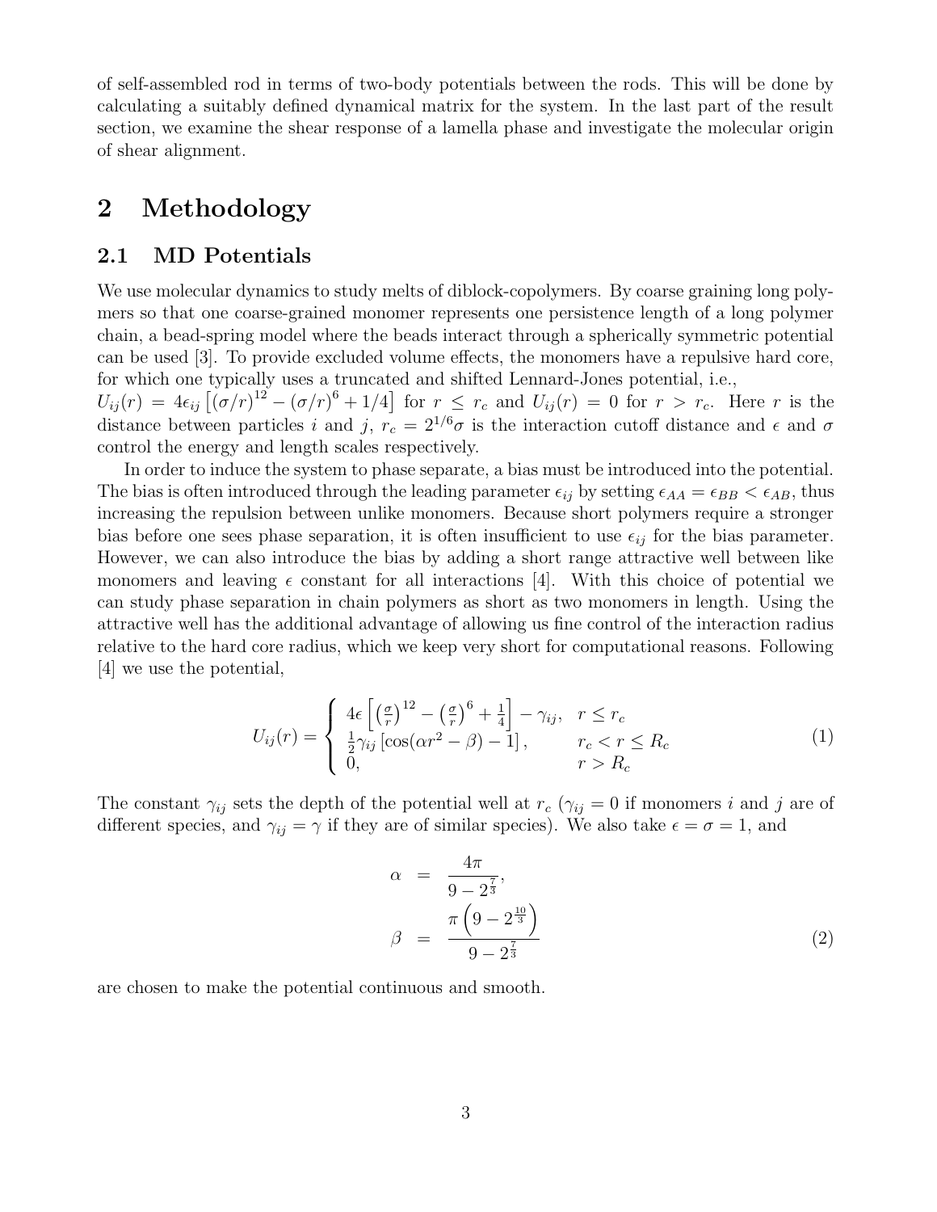of self-assembled rod in terms of two-body potentials between the rods. This will be done by calculating a suitably defined dynamical matrix for the system. In the last part of the result section, we examine the shear response of a lamella phase and investigate the molecular origin of shear alignment.

# 2 Methodology

## 2.1 MD Potentials

We use molecular dynamics to study melts of diblock-copolymers. By coarse graining long polymers so that one coarse-grained monomer represents one persistence length of a long polymer chain, a bead-spring model where the beads interact through a spherically symmetric potential can be used [3]. To provide excluded volume effects, the monomers have a repulsive hard core, for which one typically uses a truncated and shifted Lennard-Jones potential, i.e., $U_{ij}(r) = 4\epsilon_{ij}\left[(\sigma/r)^{12} - (\sigma/r)^{6} + 1/4\right]$ for $r \leq r_c$ and $U_{ij}(r) = 0$ for $r > r_c$. Here $r$ is the distance between particles $i$ and $j$, $r_c = 2^{1/6}\sigma$ is the interaction cutoff distance and $\epsilon$ and $\sigma$ control the energy and length scales respectively.

In order to induce the system to phase separate, a bias must be introduced into the potential. The bias is often introduced through the leading parameter $\epsilon_{ij}$ by setting $\epsilon_{AA} = \epsilon_{BB} < \epsilon_{AB}$, thus increasing the repulsion between unlike monomers. Because short polymers require a stronger bias before one sees phase separation, it is often insufficient to use $\epsilon_{ij}$ for the bias parameter. However, we can also introduce the bias by adding a short range attractive well between like monomers and leaving $\epsilon$ constant for all interactions [4]. With this choice of potential we can study phase separation in chain polymers as short as two monomers in length. Using the attractive well has the additional advantage of allowing us fine control of the interaction radius relative to the hard core radius, which we keep very short for computational reasons. Following [4] we use the potential,

$$U_{ij}(r) = \begin{cases} 4\epsilon\left[\left(\frac{\sigma}{r}\right)^{12} - \left(\frac{\sigma}{r}\right)^{6} + \frac{1}{4}\right] - \gamma_{ij}, & r \leq r_c \\ \frac{1}{2}\gamma_{ij}\left[\cos(\alpha r^2 - \beta) - 1\right], & r_c < r \leq R_c \\ 0, & r > R_c \end{cases} \tag{1}$$

The constant $\gamma_{ij}$ sets the depth of the potential well at $r_c$ ($\gamma_{ij} = 0$ if monomers $i$ and $j$ are of different species, and $\gamma_{ij} = \gamma$ if they are of similar species). We also take $\epsilon = \sigma = 1$, and

$$\begin{aligned} \alpha &= \frac{4\pi}{9 - 2^{\frac{7}{3}}}, \\ \beta &= \frac{\pi\left(9 - 2^{\frac{10}{3}}\right)}{9 - 2^{\frac{7}{3}}} \end{aligned} \tag{2}$$

are chosen to make the potential continuous and smooth.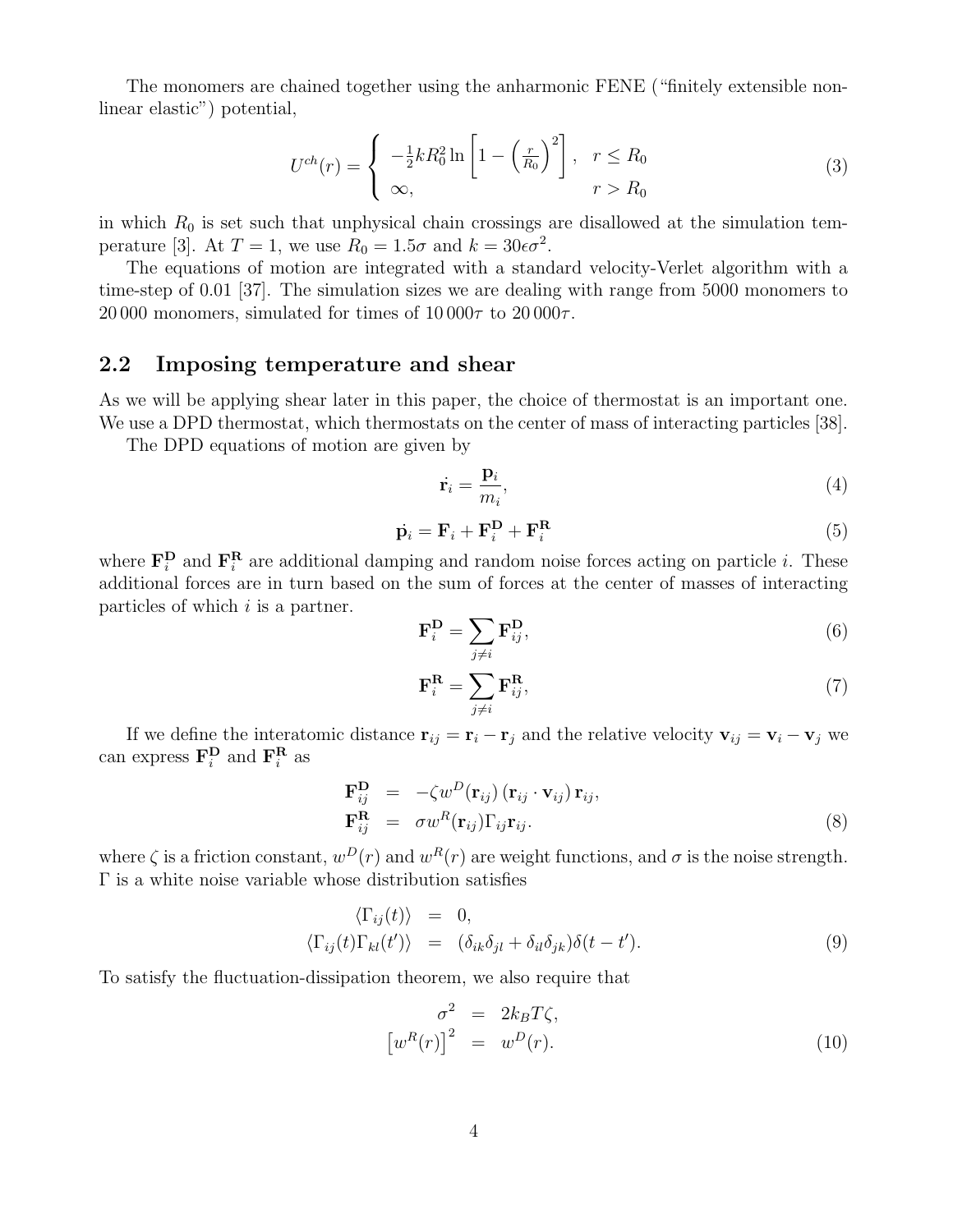The monomers are chained together using the anharmonic FENE ("finitely extensible non-linear elastic") potential,

$$
U^{ch}(r) = \begin{cases} -\frac{1}{2} k R_0^2 \ln \left[ 1 - \left( \frac{r}{R_0} \right)^2 \right], & r \leq R_0 \\ \infty, & r > R_0 \end{cases} \tag{3}
$$

in which $R_0$ is set such that unphysical chain crossings are disallowed at the simulation temperature [3]. At $T = 1$, we use $R_0 = 1.5\sigma$ and $k = 30\epsilon\sigma^2$.

The equations of motion are integrated with a standard velocity-Verlet algorithm with a time-step of 0.01 [37]. The simulation sizes we are dealing with range from 5000 monomers to 20 000 monomers, simulated for times of $10\,000\tau$ to $20\,000\tau$.

## 2.2 Imposing temperature and shear

As we will be applying shear later in this paper, the choice of thermostat is an important one. We use a DPD thermostat, which thermostats on the center of mass of interacting particles [38].

The DPD equations of motion are given by

$$
\dot{\mathbf{r}}_i = \frac{\mathbf{p}_i}{m_i}, \tag{4}
$$

$$
\dot{\mathbf{p}}_i = \mathbf{F}_i + \mathbf{F}_i^{\mathbf{D}} + \mathbf{F}_i^{\mathbf{R}} \tag{5}
$$

where $\mathbf{F}_i^{\mathbf{D}}$ and $\mathbf{F}_i^{\mathbf{R}}$ are additional damping and random noise forces acting on particle $i$. These additional forces are in turn based on the sum of forces at the center of masses of interacting particles of which $i$ is a partner.

$$
\mathbf{F}_i^{\mathbf{D}} = \sum_{j \neq i} \mathbf{F}_{ij}^{\mathbf{D}}, \tag{6}
$$

$$
\mathbf{F}_i^{\mathbf{R}} = \sum_{j \neq i} \mathbf{F}_{ij}^{\mathbf{R}}, \tag{7}
$$

If we define the interatomic distance $\mathbf{r}_{ij} = \mathbf{r}_i - \mathbf{r}_j$ and the relative velocity $\mathbf{v}_{ij} = \mathbf{v}_i - \mathbf{v}_j$ we can express $\mathbf{F}_i^{\mathbf{D}}$ and $\mathbf{F}_i^{\mathbf{R}}$ as

$$
\begin{aligned}
\mathbf{F}_{ij}^{\mathbf{D}} &= -\zeta w^D(\mathbf{r}_{ij}) \left( \mathbf{r}_{ij} \cdot \mathbf{v}_{ij} \right) \mathbf{r}_{ij}, \\
\mathbf{F}_{ij}^{\mathbf{R}} &= \sigma w^R(\mathbf{r}_{ij}) \Gamma_{ij} \mathbf{r}_{ij}.
\end{aligned} \tag{8}
$$

where $\zeta$ is a friction constant, $w^D(r)$ and $w^R(r)$ are weight functions, and $\sigma$ is the noise strength. $\Gamma$ is a white noise variable whose distribution satisfies

$$
\begin{aligned}
\langle \Gamma_{ij}(t) \rangle &= 0, \\
\langle \Gamma_{ij}(t) \Gamma_{kl}(t') \rangle &= (\delta_{ik}\delta_{jl} + \delta_{il}\delta_{jk}) \delta(t - t').
\end{aligned} \tag{9}
$$

To satisfy the fluctuation-dissipation theorem, we also require that

$$
\begin{aligned}
\sigma^2 &= 2 k_B T \zeta, \\
\left[ w^R(r) \right]^2 &= w^D(r).
\end{aligned} \tag{10}
$$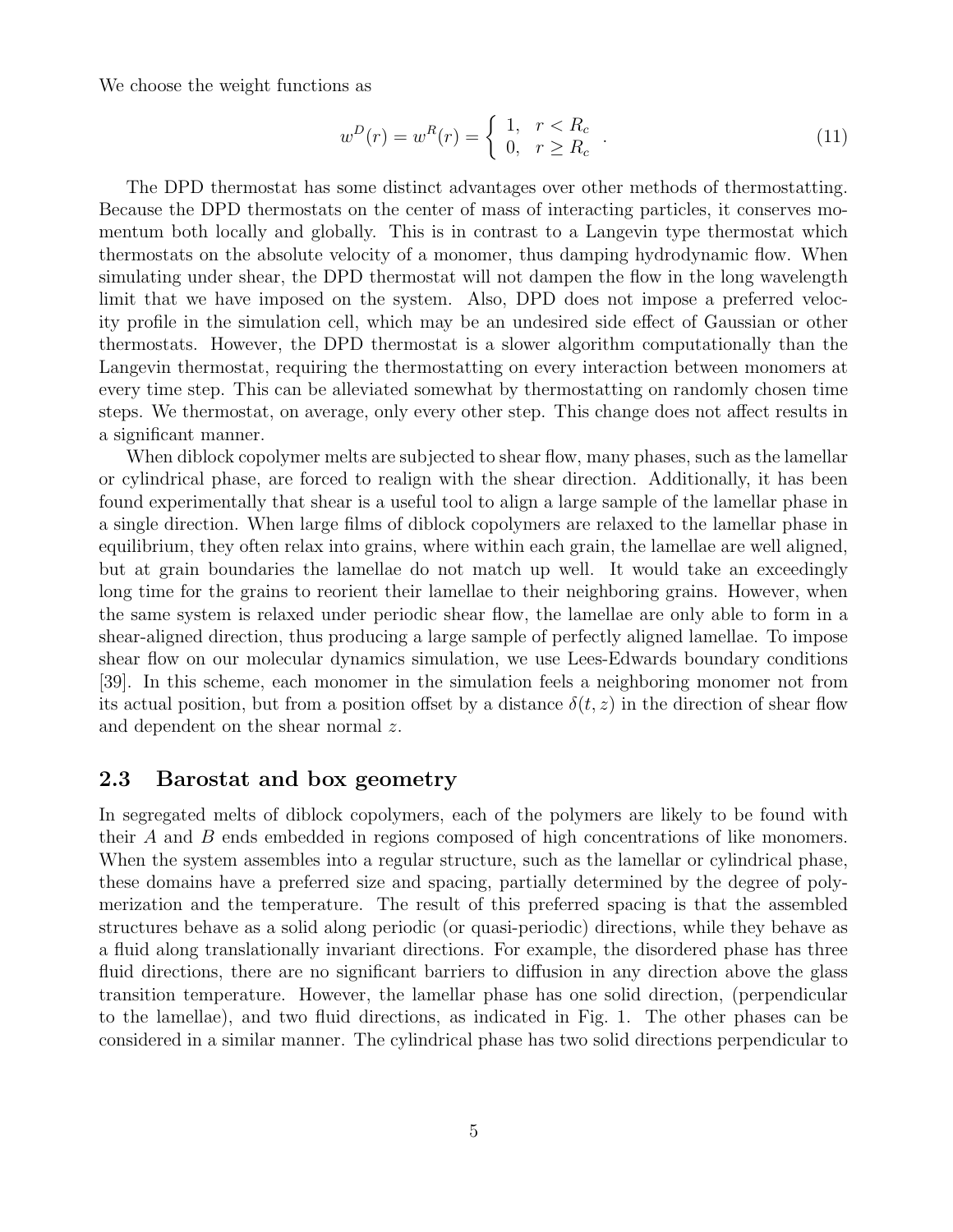We choose the weight functions as

$$w^D(r) = w^R(r) = \begin{cases} 1, & r < R_c \\ 0, & r \geq R_c \end{cases} . \tag{11}$$

The DPD thermostat has some distinct advantages over other methods of thermostatting. Because the DPD thermostats on the center of mass of interacting particles, it conserves momentum both locally and globally. This is in contrast to a Langevin type thermostat which thermostats on the absolute velocity of a monomer, thus damping hydrodynamic flow. When simulating under shear, the DPD thermostat will not dampen the flow in the long wavelength limit that we have imposed on the system. Also, DPD does not impose a preferred velocity profile in the simulation cell, which may be an undesired side effect of Gaussian or other thermostats. However, the DPD thermostat is a slower algorithm computationally than the Langevin thermostat, requiring the thermostatting on every interaction between monomers at every time step. This can be alleviated somewhat by thermostatting on randomly chosen time steps. We thermostat, on average, only every other step. This change does not affect results in a significant manner.

When diblock copolymer melts are subjected to shear flow, many phases, such as the lamellar or cylindrical phase, are forced to realign with the shear direction. Additionally, it has been found experimentally that shear is a useful tool to align a large sample of the lamellar phase in a single direction. When large films of diblock copolymers are relaxed to the lamellar phase in equilibrium, they often relax into grains, where within each grain, the lamellae are well aligned, but at grain boundaries the lamellae do not match up well. It would take an exceedingly long time for the grains to reorient their lamellae to their neighboring grains. However, when the same system is relaxed under periodic shear flow, the lamellae are only able to form in a shear-aligned direction, thus producing a large sample of perfectly aligned lamellae. To impose shear flow on our molecular dynamics simulation, we use Lees-Edwards boundary conditions [39]. In this scheme, each monomer in the simulation feels a neighboring monomer not from its actual position, but from a position offset by a distance $\delta(t, z)$ in the direction of shear flow and dependent on the shear normal $z$.

## 2.3 Barostat and box geometry

In segregated melts of diblock copolymers, each of the polymers are likely to be found with their $A$ and $B$ ends embedded in regions composed of high concentrations of like monomers. When the system assembles into a regular structure, such as the lamellar or cylindrical phase, these domains have a preferred size and spacing, partially determined by the degree of polymerization and the temperature. The result of this preferred spacing is that the assembled structures behave as a solid along periodic (or quasi-periodic) directions, while they behave as a fluid along translationally invariant directions. For example, the disordered phase has three fluid directions, there are no significant barriers to diffusion in any direction above the glass transition temperature. However, the lamellar phase has one solid direction, (perpendicular to the lamellae), and two fluid directions, as indicated in Fig. 1. The other phases can be considered in a similar manner. The cylindrical phase has two solid directions perpendicular to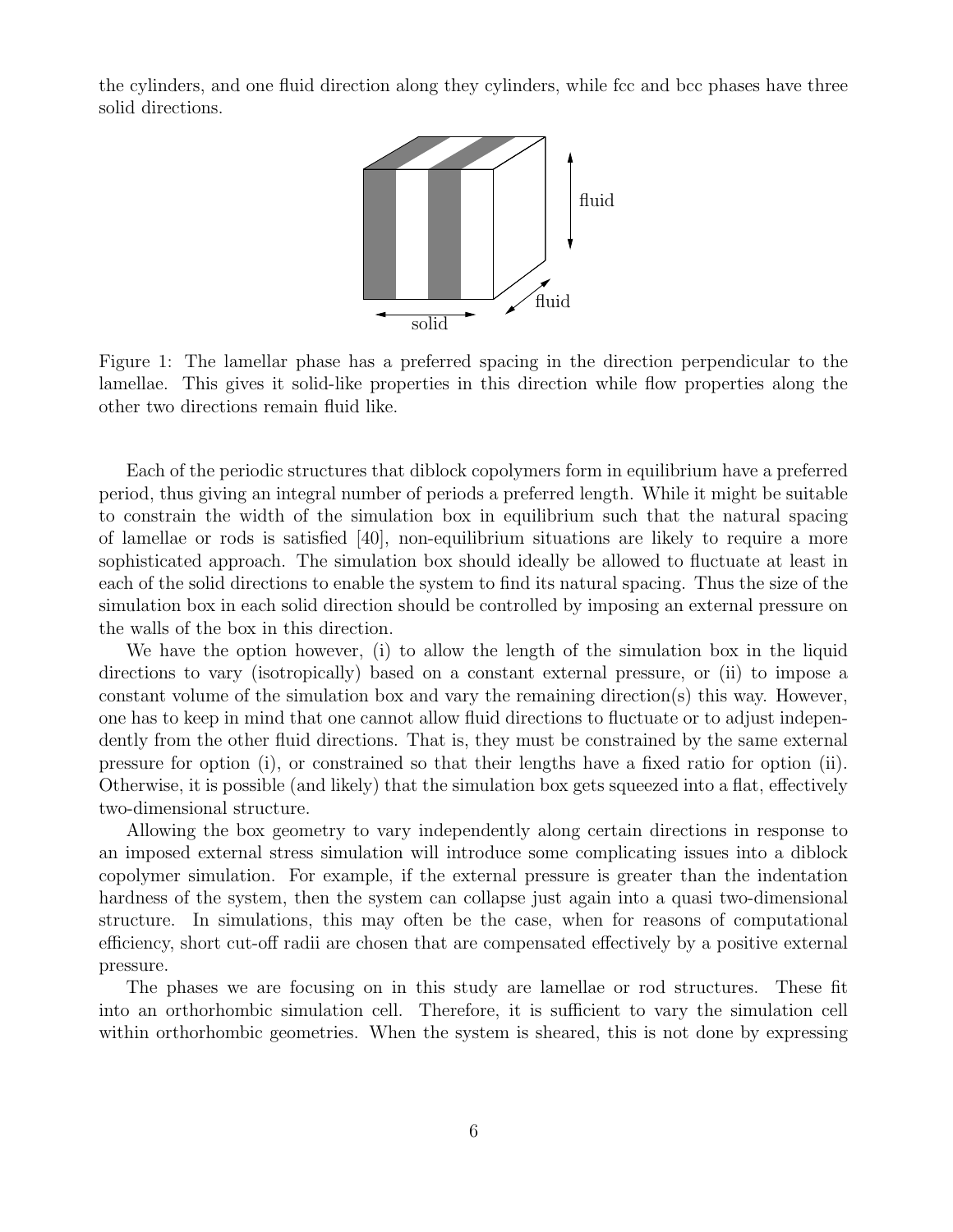the cylinders, and one fluid direction along they cylinders, while fcc and bcc phases have three solid directions.

fluid

fluid

solid

Figure 1: The lamellar phase has a preferred spacing in the direction perpendicular to the lamellae. This gives it solid-like properties in this direction while flow properties along the other two directions remain fluid like.

Each of the periodic structures that diblock copolymers form in equilibrium have a preferred period, thus giving an integral number of periods a preferred length. While it might be suitable to constrain the width of the simulation box in equilibrium such that the natural spacing of lamellae or rods is satisfied [40], non-equilibrium situations are likely to require a more sophisticated approach. The simulation box should ideally be allowed to fluctuate at least in each of the solid directions to enable the system to find its natural spacing. Thus the size of the simulation box in each solid direction should be controlled by imposing an external pressure on the walls of the box in this direction.

We have the option however, (i) to allow the length of the simulation box in the liquid directions to vary (isotropically) based on a constant external pressure, or (ii) to impose a constant volume of the simulation box and vary the remaining direction(s) this way. However, one has to keep in mind that one cannot allow fluid directions to fluctuate or to adjust independently from the other fluid directions. That is, they must be constrained by the same external pressure for option (i), or constrained so that their lengths have a fixed ratio for option (ii). Otherwise, it is possible (and likely) that the simulation box gets squeezed into a flat, effectively two-dimensional structure.

Allowing the box geometry to vary independently along certain directions in response to an imposed external stress simulation will introduce some complicating issues into a diblock copolymer simulation. For example, if the external pressure is greater than the indentation hardness of the system, then the system can collapse just again into a quasi two-dimensional structure. In simulations, this may often be the case, when for reasons of computational efficiency, short cut-off radii are chosen that are compensated effectively by a positive external pressure.

The phases we are focusing on in this study are lamellae or rod structures. These fit into an orthorhombic simulation cell. Therefore, it is sufficient to vary the simulation cell within orthorhombic geometries. When the system is sheared, this is not done by expressing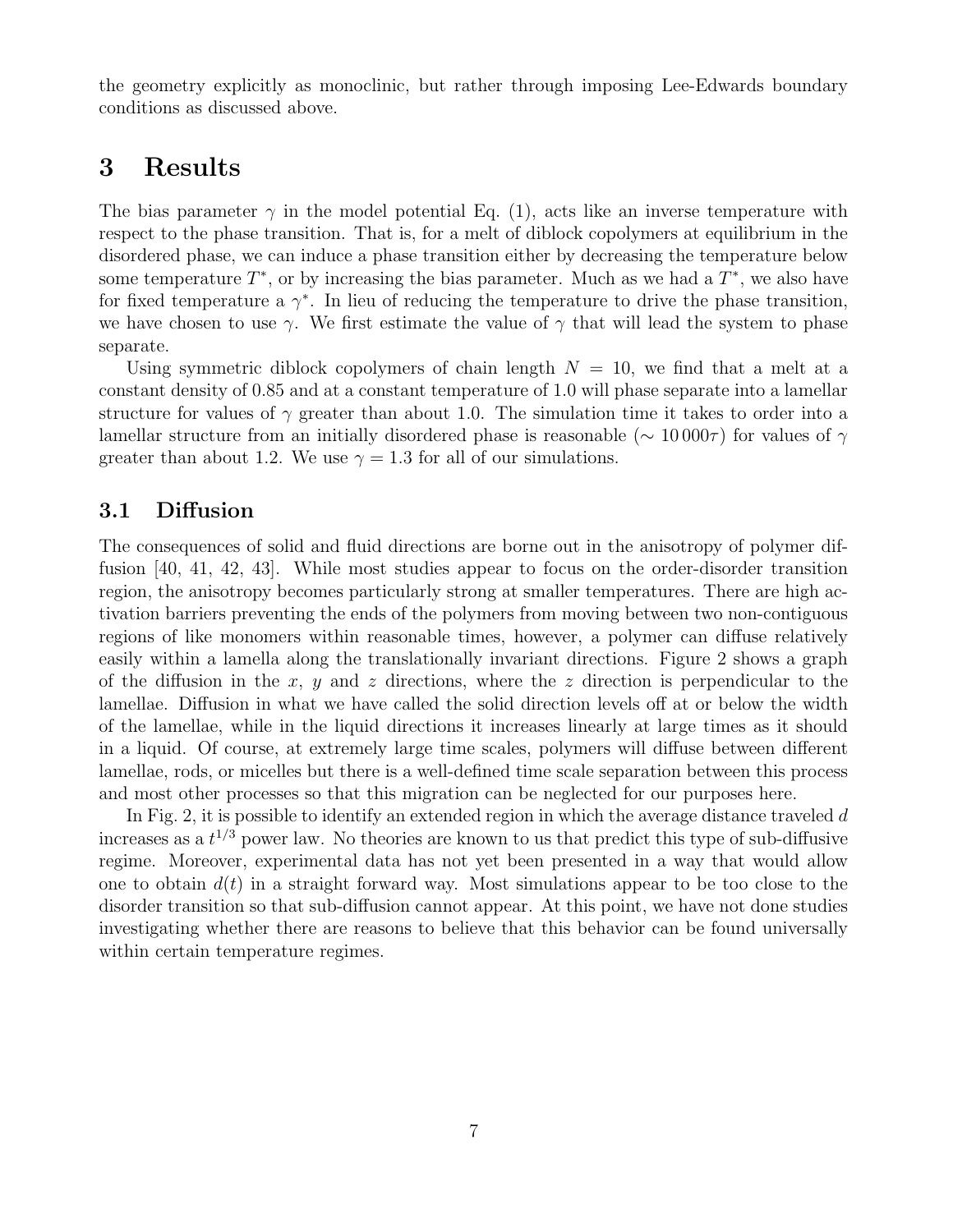the geometry explicitly as monoclinic, but rather through imposing Lee-Edwards boundary conditions as discussed above.

# 3 Results

The bias parameter $\gamma$ in the model potential Eq. (1), acts like an inverse temperature with respect to the phase transition. That is, for a melt of diblock copolymers at equilibrium in the disordered phase, we can induce a phase transition either by decreasing the temperature below some temperature $T^*$, or by increasing the bias parameter. Much as we had a $T^*$, we also have for fixed temperature a $\gamma^*$. In lieu of reducing the temperature to drive the phase transition, we have chosen to use $\gamma$. We first estimate the value of $\gamma$ that will lead the system to phase separate.

Using symmetric diblock copolymers of chain length $N = 10$, we find that a melt at a constant density of 0.85 and at a constant temperature of 1.0 will phase separate into a lamellar structure for values of $\gamma$ greater than about 1.0. The simulation time it takes to order into a lamellar structure from an initially disordered phase is reasonable ($\sim 10\,000\tau$) for values of $\gamma$ greater than about 1.2. We use $\gamma = 1.3$ for all of our simulations.

## 3.1 Diffusion

The consequences of solid and fluid directions are borne out in the anisotropy of polymer diffusion [40, 41, 42, 43]. While most studies appear to focus on the order-disorder transition region, the anisotropy becomes particularly strong at smaller temperatures. There are high activation barriers preventing the ends of the polymers from moving between two non-contiguous regions of like monomers within reasonable times, however, a polymer can diffuse relatively easily within a lamella along the translationally invariant directions. Figure 2 shows a graph of the diffusion in the $x$, $y$ and $z$ directions, where the $z$ direction is perpendicular to the lamellae. Diffusion in what we have called the solid direction levels off at or below the width of the lamellae, while in the liquid directions it increases linearly at large times as it should in a liquid. Of course, at extremely large time scales, polymers will diffuse between different lamellae, rods, or micelles but there is a well-defined time scale separation between this process and most other processes so that this migration can be neglected for our purposes here.

In Fig. 2, it is possible to identify an extended region in which the average distance traveled $d$ increases as a $t^{1/3}$ power law. No theories are known to us that predict this type of sub-diffusive regime. Moreover, experimental data has not yet been presented in a way that would allow one to obtain $d(t)$ in a straight forward way. Most simulations appear to be too close to the disorder transition so that sub-diffusion cannot appear. At this point, we have not done studies investigating whether there are reasons to believe that this behavior can be found universally within certain temperature regimes.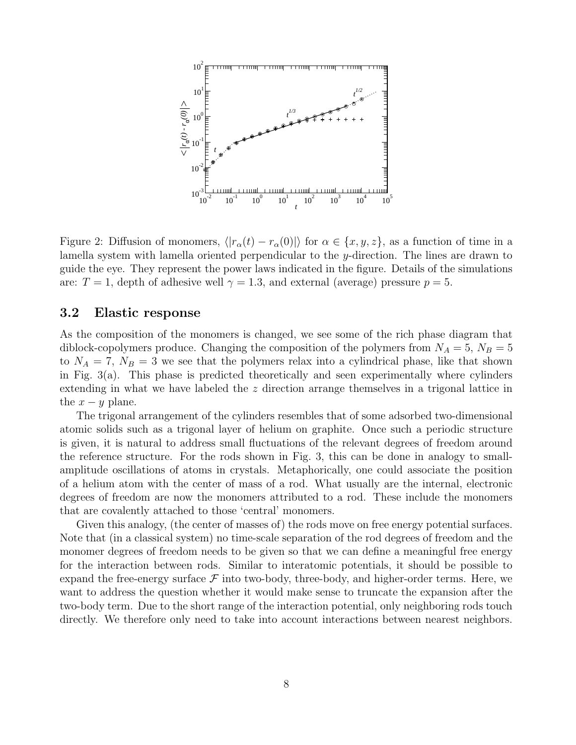$10^{2}$
$10^{1}$
$10^{0}$
$10^{-1}$
$10^{-2}$
$10^{-3}$
$10^{-2}$ $10^{-1}$ $10^{0}$ $10^{1}$ $10^{2}$ $10^{3}$ $10^{4}$ $10^{5}$
$t$
$<|r_\alpha(t) - r_\alpha(0)|>$
$t$
$t^{1/3}$
$t^{1/2}$

Figure 2: Diffusion of monomers, $\langle |r_\alpha(t) - r_\alpha(0)| \rangle$ for $\alpha \in \{x, y, z\}$, as a function of time in a lamella system with lamella oriented perpendicular to the $y$-direction. The lines are drawn to guide the eye. They represent the power laws indicated in the figure. Details of the simulations are: $T = 1$, depth of adhesive well $\gamma = 1.3$, and external (average) pressure $p = 5$.

### 3.2 Elastic response

As the composition of the monomers is changed, we see some of the rich phase diagram that diblock-copolymers produce. Changing the composition of the polymers from $N_A = 5$, $N_B = 5$ to $N_A = 7$, $N_B = 3$ we see that the polymers relax into a cylindrical phase, like that shown in Fig. 3(a). This phase is predicted theoretically and seen experimentally where cylinders extending in what we have labeled the $z$ direction arrange themselves in a trigonal lattice in the $x - y$ plane.

The trigonal arrangement of the cylinders resembles that of some adsorbed two-dimensional atomic solids such as a trigonal layer of helium on graphite. Once such a periodic structure is given, it is natural to address small fluctuations of the relevant degrees of freedom around the reference structure. For the rods shown in Fig. 3, this can be done in analogy to small-amplitude oscillations of atoms in crystals. Metaphorically, one could associate the position of a helium atom with the center of mass of a rod. What usually are the internal, electronic degrees of freedom are now the monomers attributed to a rod. These include the monomers that are covalently attached to those 'central' monomers.

Given this analogy, (the center of masses of) the rods move on free energy potential surfaces. Note that (in a classical system) no time-scale separation of the rod degrees of freedom and the monomer degrees of freedom needs to be given so that we can define a meaningful free energy for the interaction between rods. Similar to interatomic potentials, it should be possible to expand the free-energy surface $\mathcal{F}$ into two-body, three-body, and higher-order terms. Here, we want to address the question whether it would make sense to truncate the expansion after the two-body term. Due to the short range of the interaction potential, only neighboring rods touch directly. We therefore only need to take into account interactions between nearest neighbors.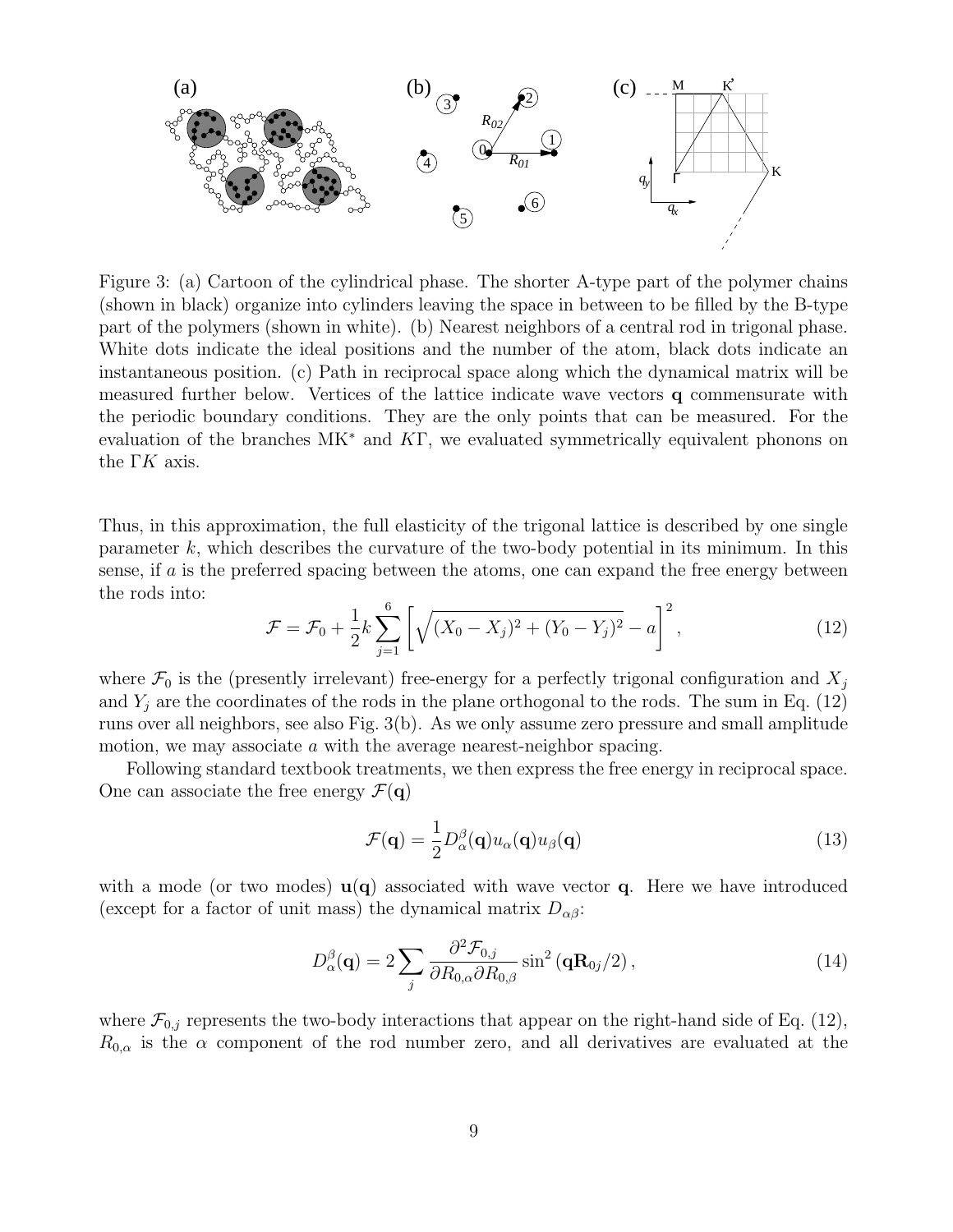(a)

(b)

(c)

R02

R01

M K' Γ K $q_y$ $q_x$

Figure 3: (a) Cartoon of the cylindrical phase. The shorter A-type part of the polymer chains (shown in black) organize into cylinders leaving the space in between to be filled by the B-type part of the polymers (shown in white). (b) Nearest neighbors of a central rod in trigonal phase. White dots indicate the ideal positions and the number of the atom, black dots indicate an instantaneous position. (c) Path in reciprocal space along which the dynamical matrix will be measured further below. Vertices of the lattice indicate wave vectors $\mathbf{q}$ commensurate with the periodic boundary conditions. They are the only points that can be measured. For the evaluation of the branches MK* and $K\Gamma$, we evaluated symmetrically equivalent phonons on the $\Gamma K$ axis.

Thus, in this approximation, the full elasticity of the trigonal lattice is described by one single parameter $k$, which describes the curvature of the two-body potential in its minimum. In this sense, if $a$ is the preferred spacing between the atoms, one can expand the free energy between the rods into:

$$\mathcal{F} = \mathcal{F}_0 + \frac{1}{2}k \sum_{j=1}^{6} \left[ \sqrt{(X_0 - X_j)^2 + (Y_0 - Y_j)^2} - a \right]^2, \tag{12}$$

where $\mathcal{F}_0$ is the (presently irrelevant) free-energy for a perfectly trigonal configuration and $X_j$ and $Y_j$ are the coordinates of the rods in the plane orthogonal to the rods. The sum in Eq. (12) runs over all neighbors, see also Fig. 3(b). As we only assume zero pressure and small amplitude motion, we may associate $a$ with the average nearest-neighbor spacing.

Following standard textbook treatments, we then express the free energy in reciprocal space. One can associate the free energy $\mathcal{F}(\mathbf{q})$

$$\mathcal{F}(\mathbf{q}) = \frac{1}{2} D_\alpha^\beta(\mathbf{q}) u_\alpha(\mathbf{q}) u_\beta(\mathbf{q}) \tag{13}$$

with a mode (or two modes) $\mathbf{u}(\mathbf{q})$ associated with wave vector $\mathbf{q}$. Here we have introduced (except for a factor of unit mass) the dynamical matrix $D_{\alpha\beta}$:

$$D_\alpha^\beta(\mathbf{q}) = 2 \sum_j \frac{\partial^2 \mathcal{F}_{0,j}}{\partial R_{0,\alpha} \partial R_{0,\beta}} \sin^2(\mathbf{q}\mathbf{R}_{0j}/2), \tag{14}$$

where $\mathcal{F}_{0,j}$ represents the two-body interactions that appear on the right-hand side of Eq. (12), $R_{0,\alpha}$ is the $\alpha$ component of the rod number zero, and all derivatives are evaluated at the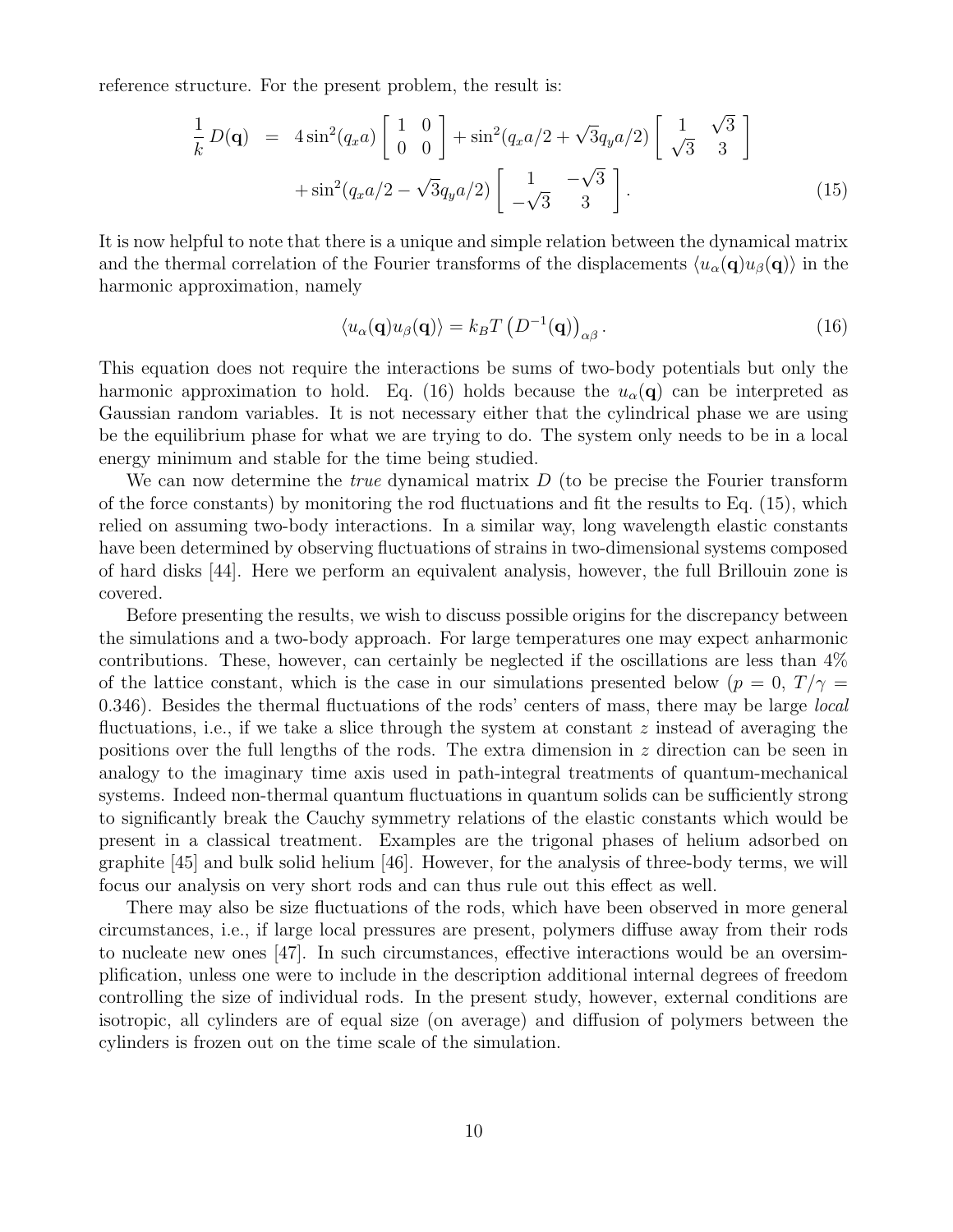reference structure. For the present problem, the result is:

$$
\begin{aligned}
\frac{1}{k}\, D(\mathbf{q}) \;\; &= \;\; 4\sin^2(q_x a) \begin{bmatrix} 1 & 0 \\ 0 & 0 \end{bmatrix} + \sin^2(q_x a/2 + \sqrt{3} q_y a/2) \begin{bmatrix} 1 & \sqrt{3} \\ \sqrt{3} & 3 \end{bmatrix} \\
&\quad + \sin^2(q_x a/2 - \sqrt{3} q_y a/2) \begin{bmatrix} 1 & -\sqrt{3} \\ -\sqrt{3} & 3 \end{bmatrix}. \qquad (15)
\end{aligned}
$$

It is now helpful to note that there is a unique and simple relation between the dynamical matrix and the thermal correlation of the Fourier transforms of the displacements $\langle u_\alpha(\mathbf{q}) u_\beta(\mathbf{q})\rangle$ in the harmonic approximation, namely

$$
\langle u_\alpha(\mathbf{q}) u_\beta(\mathbf{q})\rangle = k_B T \left( D^{-1}(\mathbf{q}) \right)_{\alpha\beta}. \qquad (16)
$$

This equation does not require the interactions be sums of two-body potentials but only the harmonic approximation to hold. Eq. (16) holds because the $u_\alpha(\mathbf{q})$ can be interpreted as Gaussian random variables. It is not necessary either that the cylindrical phase we are using be the equilibrium phase for what we are trying to do. The system only needs to be in a local energy minimum and stable for the time being studied.

We can now determine the *true* dynamical matrix $D$ (to be precise the Fourier transform of the force constants) by monitoring the rod fluctuations and fit the results to Eq. (15), which relied on assuming two-body interactions. In a similar way, long wavelength elastic constants have been determined by observing fluctuations of strains in two-dimensional systems composed of hard disks [44]. Here we perform an equivalent analysis, however, the full Brillouin zone is covered.

Before presenting the results, we wish to discuss possible origins for the discrepancy between the simulations and a two-body approach. For large temperatures one may expect anharmonic contributions. These, however, can certainly be neglected if the oscillations are less than 4% of the lattice constant, which is the case in our simulations presented below ($p = 0$, $T/\gamma = 0.346$). Besides the thermal fluctuations of the rods' centers of mass, there may be large *local* fluctuations, i.e., if we take a slice through the system at constant $z$ instead of averaging the positions over the full lengths of the rods. The extra dimension in $z$ direction can be seen in analogy to the imaginary time axis used in path-integral treatments of quantum-mechanical systems. Indeed non-thermal quantum fluctuations in quantum solids can be sufficiently strong to significantly break the Cauchy symmetry relations of the elastic constants which would be present in a classical treatment. Examples are the trigonal phases of helium adsorbed on graphite [45] and bulk solid helium [46]. However, for the analysis of three-body terms, we will focus our analysis on very short rods and can thus rule out this effect as well.

There may also be size fluctuations of the rods, which have been observed in more general circumstances, i.e., if large local pressures are present, polymers diffuse away from their rods to nucleate new ones [47]. In such circumstances, effective interactions would be an oversimplification, unless one were to include in the description additional internal degrees of freedom controlling the size of individual rods. In the present study, however, external conditions are isotropic, all cylinders are of equal size (on average) and diffusion of polymers between the cylinders is frozen out on the time scale of the simulation.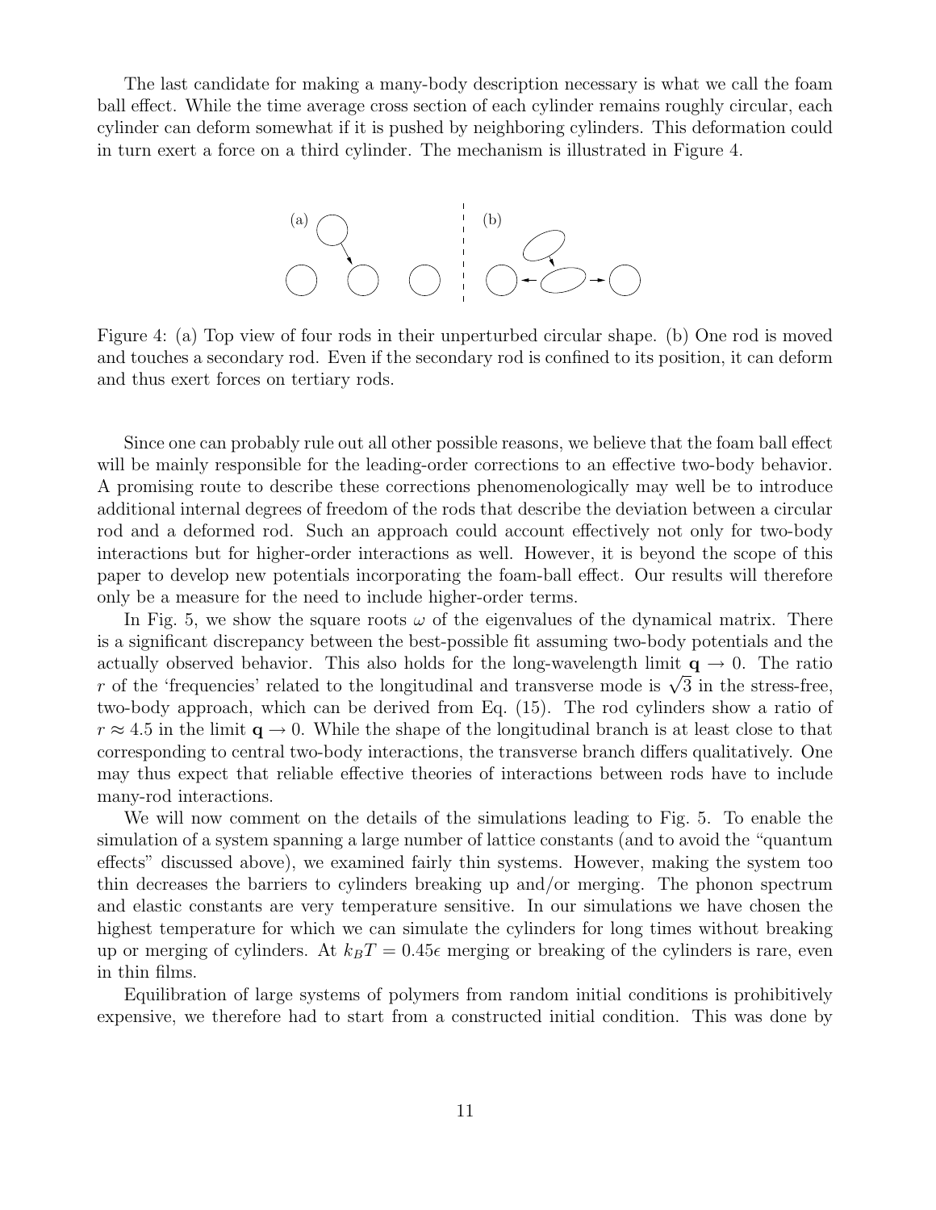The last candidate for making a many-body description necessary is what we call the foam ball effect. While the time average cross section of each cylinder remains roughly circular, each cylinder can deform somewhat if it is pushed by neighboring cylinders. This deformation could in turn exert a force on a third cylinder. The mechanism is illustrated in Figure 4.

(a)

(b)

Figure 4: (a) Top view of four rods in their unperturbed circular shape. (b) One rod is moved and touches a secondary rod. Even if the secondary rod is confined to its position, it can deform and thus exert forces on tertiary rods.

Since one can probably rule out all other possible reasons, we believe that the foam ball effect will be mainly responsible for the leading-order corrections to an effective two-body behavior. A promising route to describe these corrections phenomenologically may well be to introduce additional internal degrees of freedom of the rods that describe the deviation between a circular rod and a deformed rod. Such an approach could account effectively not only for two-body interactions but for higher-order interactions as well. However, it is beyond the scope of this paper to develop new potentials incorporating the foam-ball effect. Our results will therefore only be a measure for the need to include higher-order terms.

In Fig. 5, we show the square roots $\omega$ of the eigenvalues of the dynamical matrix. There is a significant discrepancy between the best-possible fit assuming two-body potentials and the actually observed behavior. This also holds for the long-wavelength limit $\mathbf{q} \to 0$. The ratio $r$ of the 'frequencies' related to the longitudinal and transverse mode is $\sqrt{3}$ in the stress-free, two-body approach, which can be derived from Eq. (15). The rod cylinders show a ratio of $r \approx 4.5$ in the limit $\mathbf{q} \to 0$. While the shape of the longitudinal branch is at least close to that corresponding to central two-body interactions, the transverse branch differs qualitatively. One may thus expect that reliable effective theories of interactions between rods have to include many-rod interactions.

We will now comment on the details of the simulations leading to Fig. 5. To enable the simulation of a system spanning a large number of lattice constants (and to avoid the "quantum effects" discussed above), we examined fairly thin systems. However, making the system too thin decreases the barriers to cylinders breaking up and/or merging. The phonon spectrum and elastic constants are very temperature sensitive. In our simulations we have chosen the highest temperature for which we can simulate the cylinders for long times without breaking up or merging of cylinders. At $k_BT = 0.45\epsilon$ merging or breaking of the cylinders is rare, even in thin films.

Equilibration of large systems of polymers from random initial conditions is prohibitively expensive, we therefore had to start from a constructed initial condition. This was done by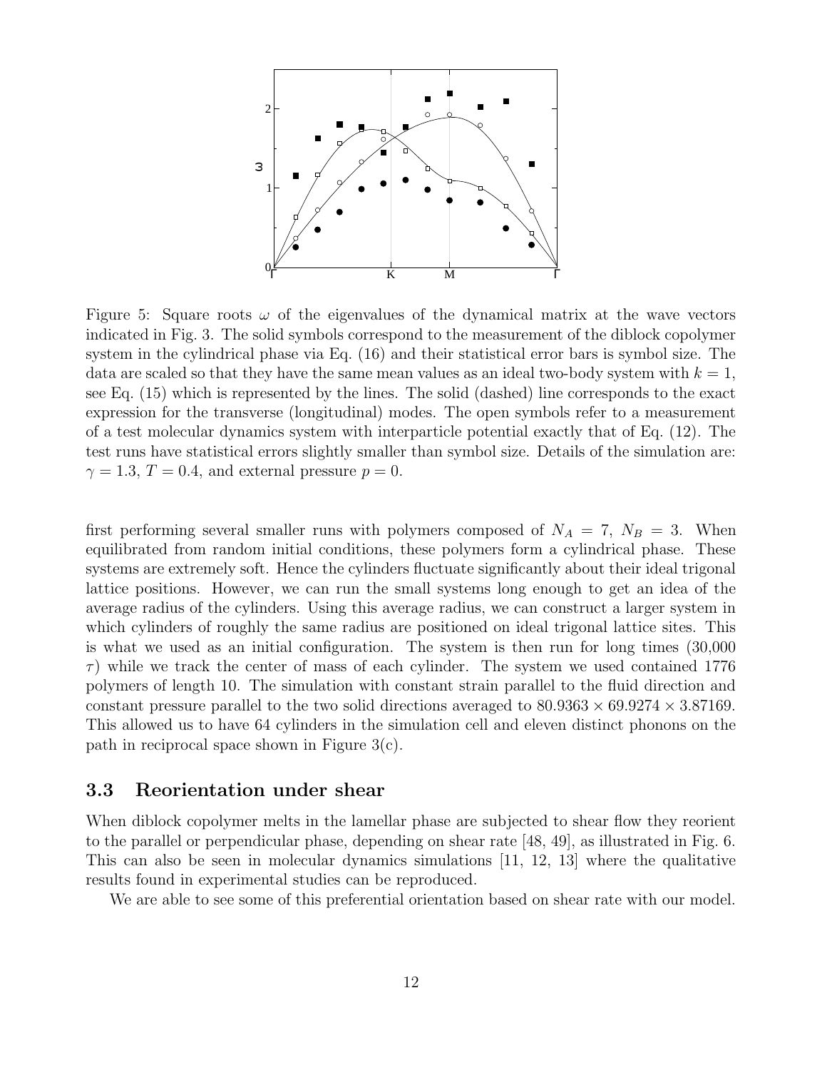2

ω

1

0

Γ K M Γ

Figure 5: Square roots $\omega$ of the eigenvalues of the dynamical matrix at the wave vectors indicated in Fig. 3. The solid symbols correspond to the measurement of the diblock copolymer system in the cylindrical phase via Eq. (16) and their statistical error bars is symbol size. The data are scaled so that they have the same mean values as an ideal two-body system with $k = 1$, see Eq. (15) which is represented by the lines. The solid (dashed) line corresponds to the exact expression for the transverse (longitudinal) modes. The open symbols refer to a measurement of a test molecular dynamics system with interparticle potential exactly that of Eq. (12). The test runs have statistical errors slightly smaller than symbol size. Details of the simulation are: $\gamma = 1.3$, $T = 0.4$, and external pressure $p = 0$.

first performing several smaller runs with polymers composed of $N_A = 7$, $N_B = 3$. When equilibrated from random initial conditions, these polymers form a cylindrical phase. These systems are extremely soft. Hence the cylinders fluctuate significantly about their ideal trigonal lattice positions. However, we can run the small systems long enough to get an idea of the average radius of the cylinders. Using this average radius, we can construct a larger system in which cylinders of roughly the same radius are positioned on ideal trigonal lattice sites. This is what we used as an initial configuration. The system is then run for long times (30,000 $\tau$) while we track the center of mass of each cylinder. The system we used contained 1776 polymers of length 10. The simulation with constant strain parallel to the fluid direction and constant pressure parallel to the two solid directions averaged to $80.9363 \times 69.9274 \times 3.87169$. This allowed us to have 64 cylinders in the simulation cell and eleven distinct phonons on the path in reciprocal space shown in Figure 3(c).

### 3.3 Reorientation under shear

When diblock copolymer melts in the lamellar phase are subjected to shear flow they reorient to the parallel or perpendicular phase, depending on shear rate [48, 49], as illustrated in Fig. 6. This can also be seen in molecular dynamics simulations [11, 12, 13] where the qualitative results found in experimental studies can be reproduced.

We are able to see some of this preferential orientation based on shear rate with our model.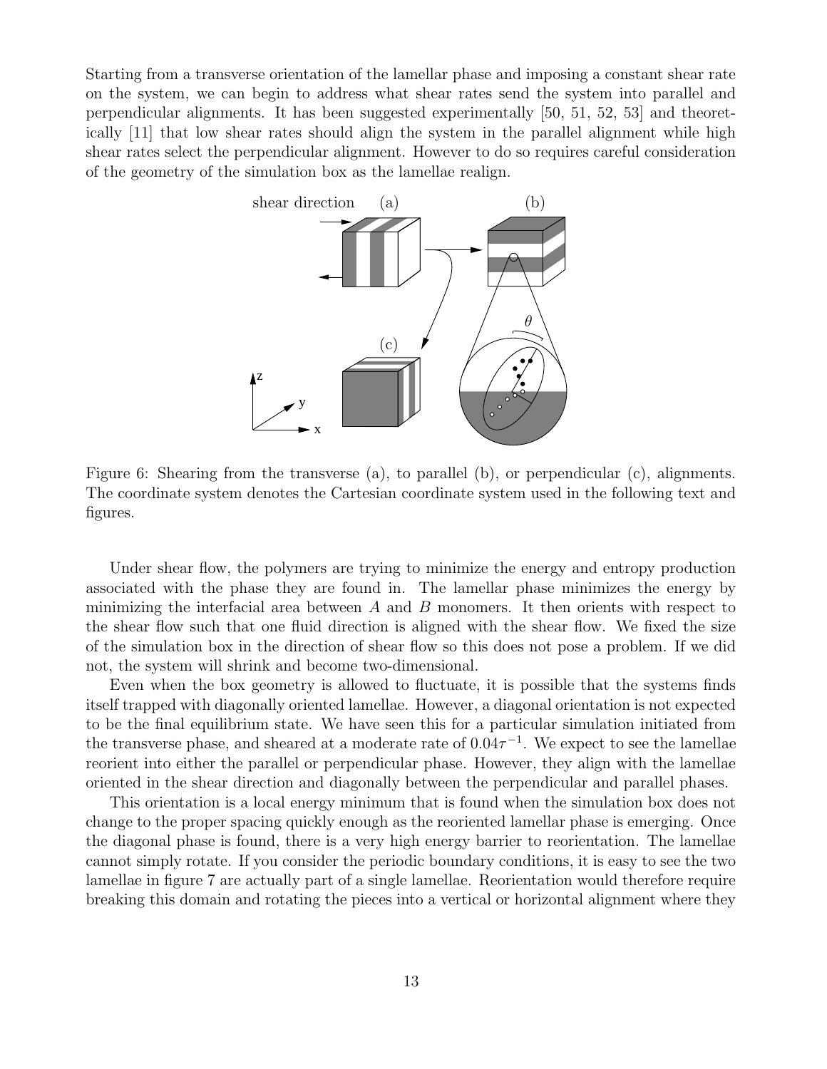Starting from a transverse orientation of the lamellar phase and imposing a constant shear rate on the system, we can begin to address what shear rates send the system into parallel and perpendicular alignments. It has been suggested experimentally [50, 51, 52, 53] and theoretically [11] that low shear rates should align the system in the parallel alignment while high shear rates select the perpendicular alignment. However to do so requires careful consideration of the geometry of the simulation box as the lamellae realign.

shear direction (a) (b) (c) $\theta$ z y x

Figure 6: Shearing from the transverse (a), to parallel (b), or perpendicular (c), alignments. The coordinate system denotes the Cartesian coordinate system used in the following text and figures.

Under shear flow, the polymers are trying to minimize the energy and entropy production associated with the phase they are found in. The lamellar phase minimizes the energy by minimizing the interfacial area between $A$ and $B$ monomers. It then orients with respect to the shear flow such that one fluid direction is aligned with the shear flow. We fixed the size of the simulation box in the direction of shear flow so this does not pose a problem. If we did not, the system will shrink and become two-dimensional.

Even when the box geometry is allowed to fluctuate, it is possible that the systems finds itself trapped with diagonally oriented lamellae. However, a diagonal orientation is not expected to be the final equilibrium state. We have seen this for a particular simulation initiated from the transverse phase, and sheared at a moderate rate of $0.04\tau^{-1}$. We expect to see the lamellae reorient into either the parallel or perpendicular phase. However, they align with the lamellae oriented in the shear direction and diagonally between the perpendicular and parallel phases.

This orientation is a local energy minimum that is found when the simulation box does not change to the proper spacing quickly enough as the reoriented lamellar phase is emerging. Once the diagonal phase is found, there is a very high energy barrier to reorientation. The lamellae cannot simply rotate. If you consider the periodic boundary conditions, it is easy to see the two lamellae in figure 7 are actually part of a single lamellae. Reorientation would therefore require breaking this domain and rotating the pieces into a vertical or horizontal alignment where they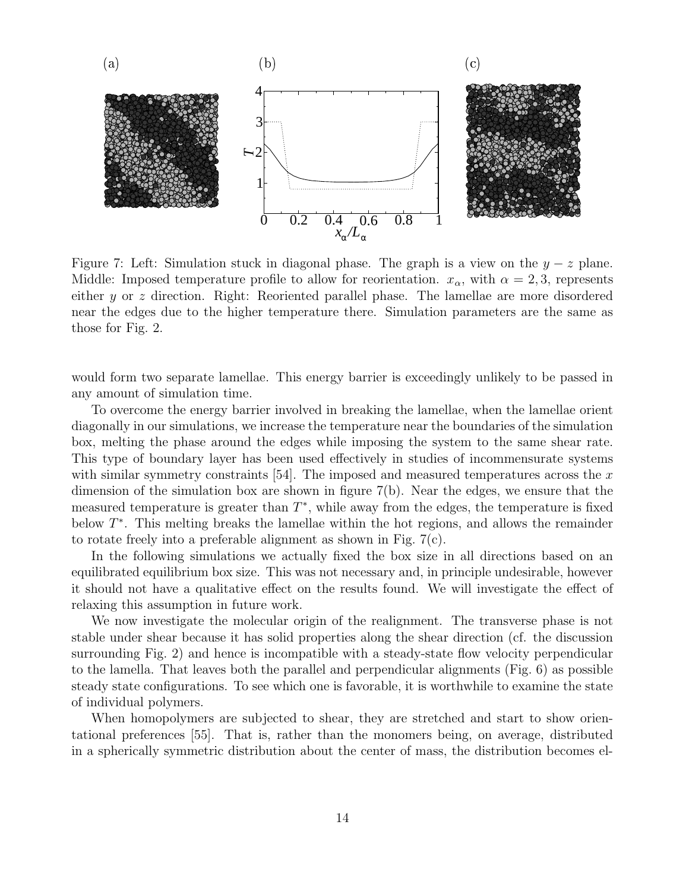Figure 7: Left: Simulation stuck in diagonal phase. The graph is a view on the $y-z$ plane. Middle: Imposed temperature profile to allow for reorientation. $x_\alpha$, with $\alpha = 2, 3$, represents either $y$ or $z$ direction. Right: Reoriented parallel phase. The lamellae are more disordered near the edges due to the higher temperature there. Simulation parameters are the same as those for Fig. 2.

would form two separate lamellae. This energy barrier is exceedingly unlikely to be passed in any amount of simulation time.

To overcome the energy barrier involved in breaking the lamellae, when the lamellae orient diagonally in our simulations, we increase the temperature near the boundaries of the simulation box, melting the phase around the edges while imposing the system to the same shear rate. This type of boundary layer has been used effectively in studies of incommensurate systems with similar symmetry constraints [54]. The imposed and measured temperatures across the $x$ dimension of the simulation box are shown in figure 7(b). Near the edges, we ensure that the measured temperature is greater than $T^*$, while away from the edges, the temperature is fixed below $T^*$. This melting breaks the lamellae within the hot regions, and allows the remainder to rotate freely into a preferable alignment as shown in Fig. 7(c).

In the following simulations we actually fixed the box size in all directions based on an equilibrated equilibrium box size. This was not necessary and, in principle undesirable, however it should not have a qualitative effect on the results found. We will investigate the effect of relaxing this assumption in future work.

We now investigate the molecular origin of the realignment. The transverse phase is not stable under shear because it has solid properties along the shear direction (cf. the discussion surrounding Fig. 2) and hence is incompatible with a steady-state flow velocity perpendicular to the lamella. That leaves both the parallel and perpendicular alignments (Fig. 6) as possible steady state configurations. To see which one is favorable, it is worthwhile to examine the state of individual polymers.

When homopolymers are subjected to shear, they are stretched and start to show orientational preferences [55]. That is, rather than the monomers being, on average, distributed in a spherically symmetric distribution about the center of mass, the distribution becomes el-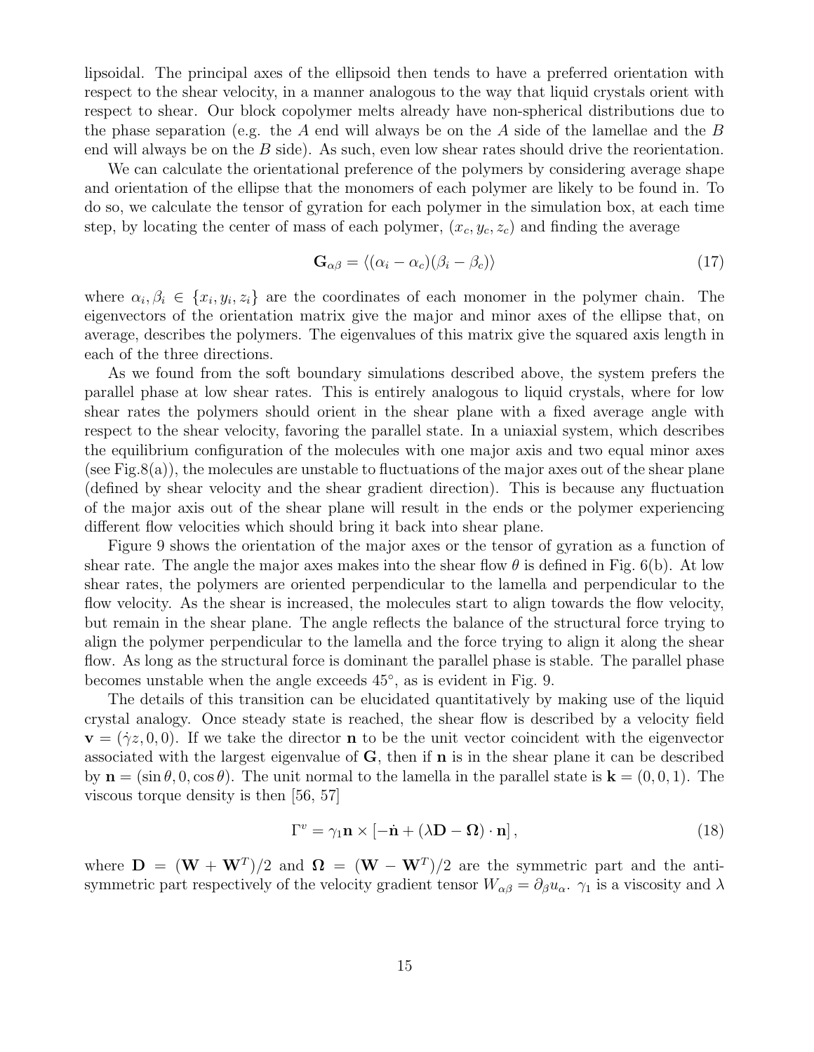lipsoidal. The principal axes of the ellipsoid then tends to have a preferred orientation with respect to the shear velocity, in a manner analogous to the way that liquid crystals orient with respect to shear. Our block copolymer melts already have non-spherical distributions due to the phase separation (e.g. the $A$ end will always be on the $A$ side of the lamellae and the $B$ end will always be on the $B$ side). As such, even low shear rates should drive the reorientation.

We can calculate the orientational preference of the polymers by considering average shape and orientation of the ellipse that the monomers of each polymer are likely to be found in. To do so, we calculate the tensor of gyration for each polymer in the simulation box, at each time step, by locating the center of mass of each polymer, $(x_c, y_c, z_c)$ and finding the average

$$\mathbf{G}_{\alpha\beta} = \langle(\alpha_i - \alpha_c)(\beta_i - \beta_c)\rangle \tag{17}$$

where $\alpha_i, \beta_i \in \{x_i, y_i, z_i\}$ are the coordinates of each monomer in the polymer chain. The eigenvectors of the orientation matrix give the major and minor axes of the ellipse that, on average, describes the polymers. The eigenvalues of this matrix give the squared axis length in each of the three directions.

As we found from the soft boundary simulations described above, the system prefers the parallel phase at low shear rates. This is entirely analogous to liquid crystals, where for low shear rates the polymers should orient in the shear plane with a fixed average angle with respect to the shear velocity, favoring the parallel state. In a uniaxial system, which describes the equilibrium configuration of the molecules with one major axis and two equal minor axes (see Fig.8(a)), the molecules are unstable to fluctuations of the major axes out of the shear plane (defined by shear velocity and the shear gradient direction). This is because any fluctuation of the major axis out of the shear plane will result in the ends or the polymer experiencing different flow velocities which should bring it back into shear plane.

Figure 9 shows the orientation of the major axes or the tensor of gyration as a function of shear rate. The angle the major axes makes into the shear flow $\theta$ is defined in Fig. 6(b). At low shear rates, the polymers are oriented perpendicular to the lamella and perpendicular to the flow velocity. As the shear is increased, the molecules start to align towards the flow velocity, but remain in the shear plane. The angle reflects the balance of the structural force trying to align the polymer perpendicular to the lamella and the force trying to align it along the shear flow. As long as the structural force is dominant the parallel phase is stable. The parallel phase becomes unstable when the angle exceeds $45^\circ$, as is evident in Fig. 9.

The details of this transition can be elucidated quantitatively by making use of the liquid crystal analogy. Once steady state is reached, the shear flow is described by a velocity field $\mathbf{v} = (\dot{\gamma}z, 0, 0)$. If we take the director $\mathbf{n}$ to be the unit vector coincident with the eigenvector associated with the largest eigenvalue of $\mathbf{G}$, then if $\mathbf{n}$ is in the shear plane it can be described by $\mathbf{n} = (\sin\theta, 0, \cos\theta)$. The unit normal to the lamella in the parallel state is $\mathbf{k} = (0, 0, 1)$. The viscous torque density is then [56, 57]

$$\Gamma^v = \gamma_1 \mathbf{n} \times [-\dot{\mathbf{n}} + (\lambda\mathbf{D} - \mathbf{\Omega}) \cdot \mathbf{n}], \tag{18}$$

where $\mathbf{D} = (\mathbf{W} + \mathbf{W}^T)/2$ and $\mathbf{\Omega} = (\mathbf{W} - \mathbf{W}^T)/2$ are the symmetric part and the anti-symmetric part respectively of the velocity gradient tensor $W_{\alpha\beta} = \partial_\beta u_\alpha$. $\gamma_1$ is a viscosity and $\lambda$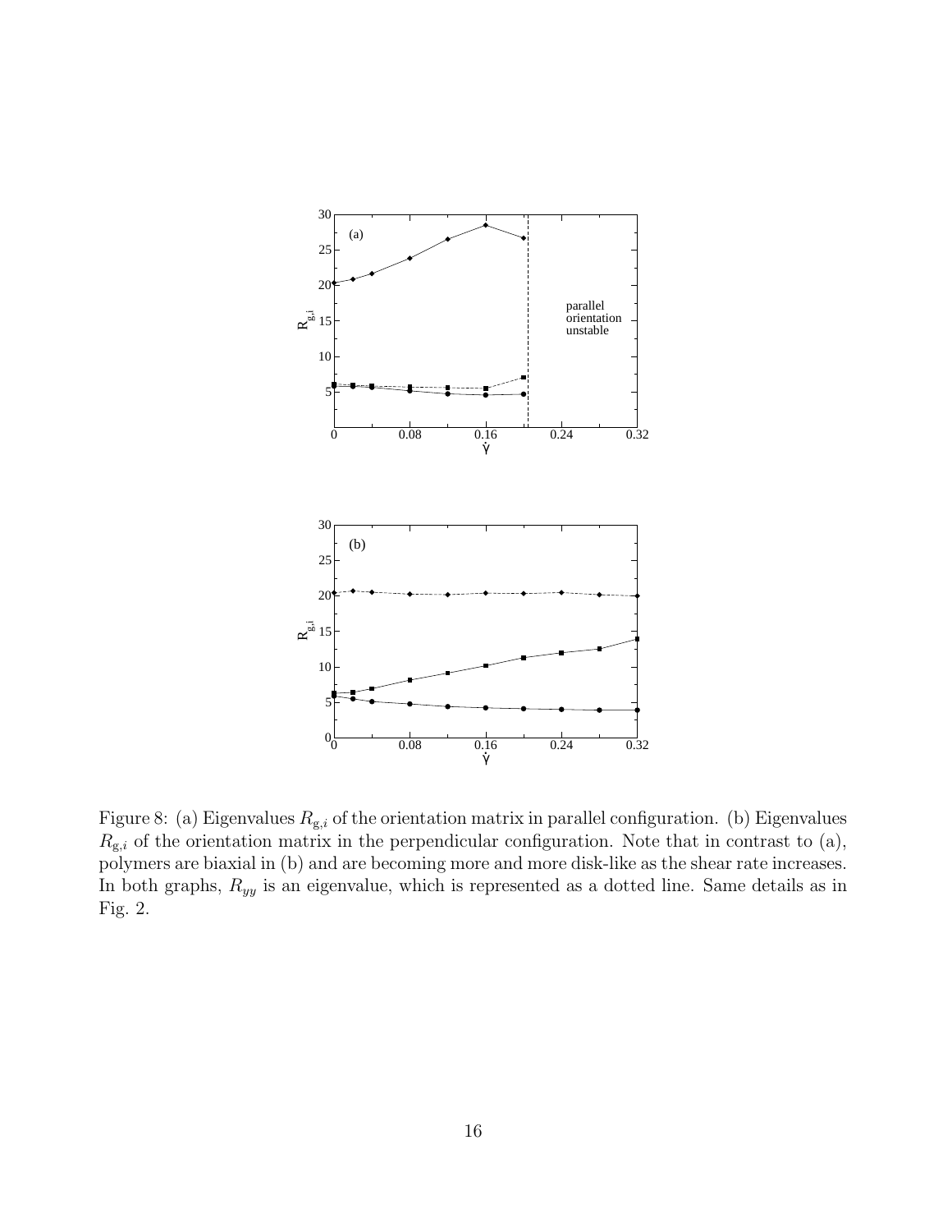(a)

$R_{g,i}$

30
25
20
15
10
5

0
0.08
0.16
0.24
0.32

$\dot{\gamma}$

parallel
orientation
unstable

(b)

$R_{g,i}$

30
25
20
15
10
5
0

0
0.08
0.16
0.24
0.32

$\dot{\gamma}$

Figure 8: (a) Eigenvalues $R_{\mathrm{g},i}$ of the orientation matrix in parallel configuration. (b) Eigenvalues $R_{\mathrm{g},i}$ of the orientation matrix in the perpendicular configuration. Note that in contrast to (a), polymers are biaxial in (b) and are becoming more and more disk-like as the shear rate increases. In both graphs, $R_{yy}$ is an eigenvalue, which is represented as a dotted line. Same details as in Fig. 2.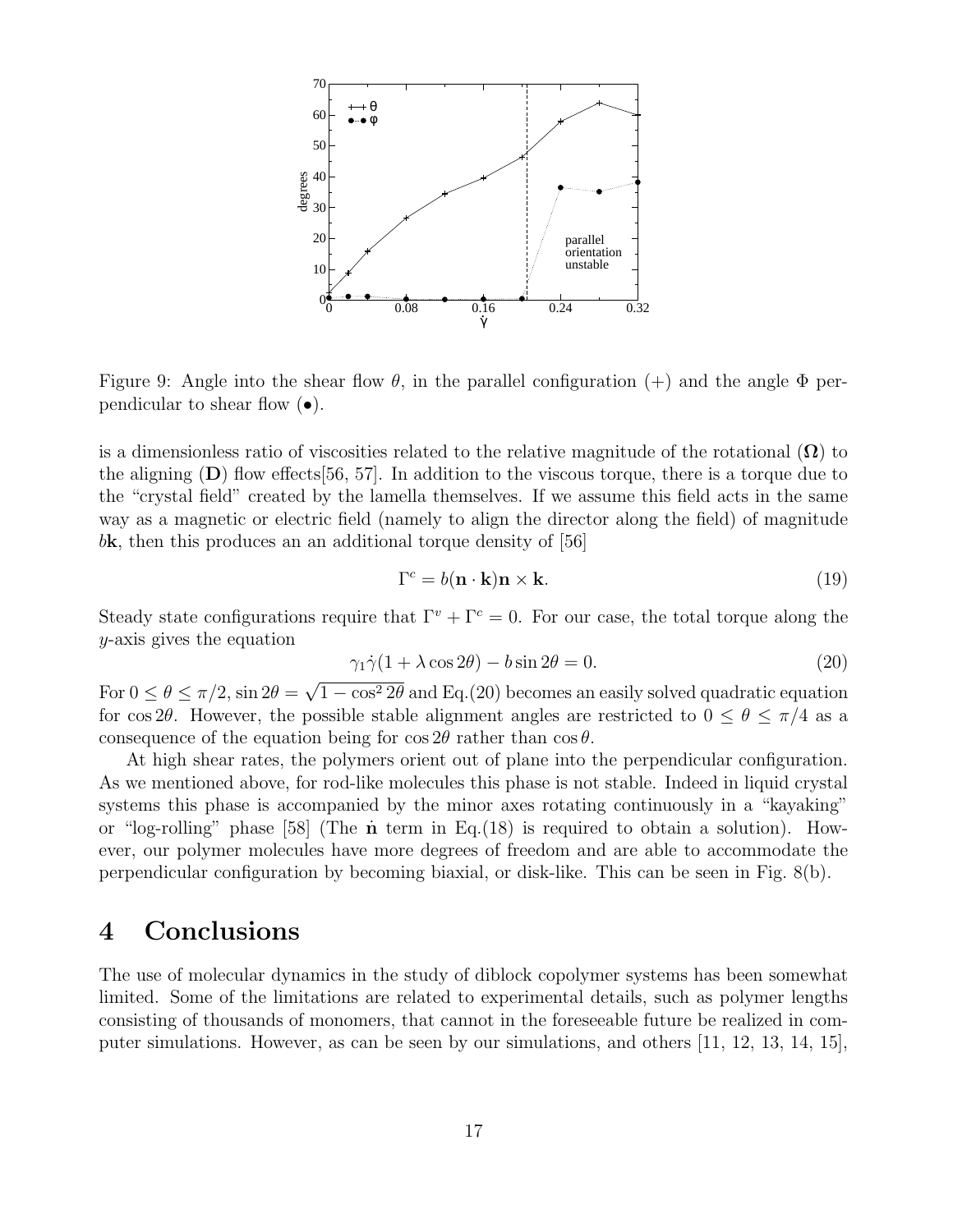70
60
50
40
30
20
10
0
degrees
θ
φ
parallel
orientation
unstable
0
0.08
0.16
0.24
0.32
$\dot{\gamma}$

Figure 9: Angle into the shear flow $\theta$, in the parallel configuration (+) and the angle $\Phi$ perpendicular to shear flow (•).

is a dimensionless ratio of viscosities related to the relative magnitude of the rotational ($\mathbf{\Omega}$) to the aligning ($\mathbf{D}$) flow effects[56, 57]. In addition to the viscous torque, there is a torque due to the "crystal field" created by the lamella themselves. If we assume this field acts in the same way as a magnetic or electric field (namely to align the director along the field) of magnitude $b\mathbf{k}$, then this produces an an additional torque density of [56]

$$\Gamma^c = b(\mathbf{n} \cdot \mathbf{k})\mathbf{n} \times \mathbf{k}. \tag{19}$$

Steady state configurations require that $\Gamma^v + \Gamma^c = 0$. For our case, the total torque along the $y$-axis gives the equation

$$\gamma_1 \dot{\gamma}(1 + \lambda \cos 2\theta) - b \sin 2\theta = 0. \tag{20}$$

For $0 \leq \theta \leq \pi/2$, $\sin 2\theta = \sqrt{1 - \cos^2 2\theta}$ and Eq.(20) becomes an easily solved quadratic equation for $\cos 2\theta$. However, the possible stable alignment angles are restricted to $0 \leq \theta \leq \pi/4$ as a consequence of the equation being for $\cos 2\theta$ rather than $\cos \theta$.

At high shear rates, the polymers orient out of plane into the perpendicular configuration. As we mentioned above, for rod-like molecules this phase is not stable. Indeed in liquid crystal systems this phase is accompanied by the minor axes rotating continuously in a "kayaking" or "log-rolling" phase [58] (The $\dot{\mathbf{n}}$ term in Eq.(18) is required to obtain a solution). However, our polymer molecules have more degrees of freedom and are able to accommodate the perpendicular configuration by becoming biaxial, or disk-like. This can be seen in Fig. 8(b).

# 4 Conclusions

The use of molecular dynamics in the study of diblock copolymer systems has been somewhat limited. Some of the limitations are related to experimental details, such as polymer lengths consisting of thousands of monomers, that cannot in the foreseeable future be realized in computer simulations. However, as can be seen by our simulations, and others [11, 12, 13, 14, 15],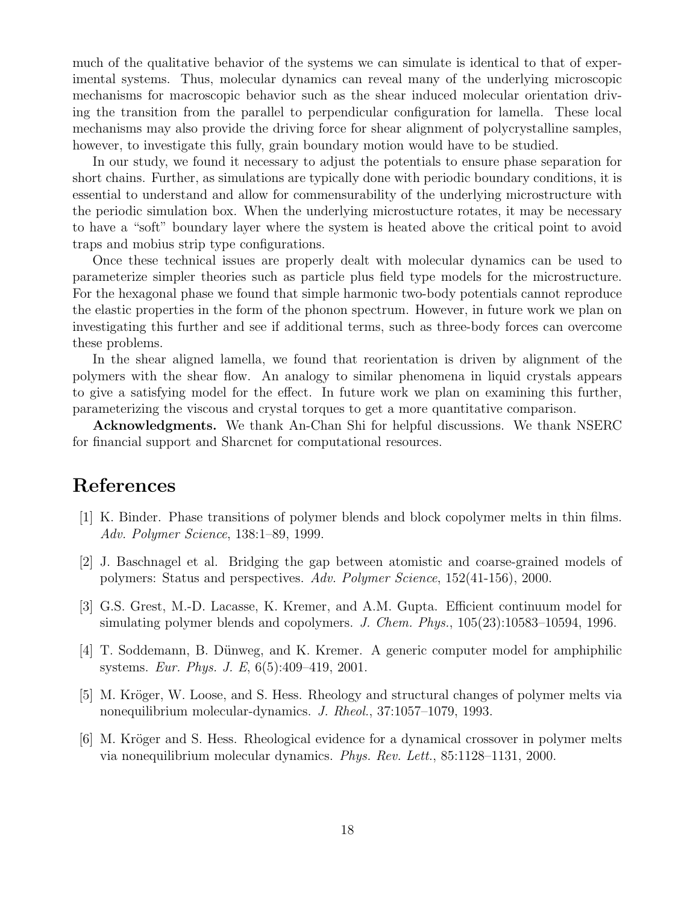much of the qualitative behavior of the systems we can simulate is identical to that of experimental systems. Thus, molecular dynamics can reveal many of the underlying microscopic mechanisms for macroscopic behavior such as the shear induced molecular orientation driving the transition from the parallel to perpendicular configuration for lamella. These local mechanisms may also provide the driving force for shear alignment of polycrystalline samples, however, to investigate this fully, grain boundary motion would have to be studied.

In our study, we found it necessary to adjust the potentials to ensure phase separation for short chains. Further, as simulations are typically done with periodic boundary conditions, it is essential to understand and allow for commensurability of the underlying microstructure with the periodic simulation box. When the underlying microstucture rotates, it may be necessary to have a "soft" boundary layer where the system is heated above the critical point to avoid traps and mobius strip type configurations.

Once these technical issues are properly dealt with molecular dynamics can be used to parameterize simpler theories such as particle plus field type models for the microstructure. For the hexagonal phase we found that simple harmonic two-body potentials cannot reproduce the elastic properties in the form of the phonon spectrum. However, in future work we plan on investigating this further and see if additional terms, such as three-body forces can overcome these problems.

In the shear aligned lamella, we found that reorientation is driven by alignment of the polymers with the shear flow. An analogy to similar phenomena in liquid crystals appears to give a satisfying model for the effect. In future work we plan on examining this further, parameterizing the viscous and crystal torques to get a more quantitative comparison.

**Acknowledgments.** We thank An-Chan Shi for helpful discussions. We thank NSERC for financial support and Sharcnet for computational resources.

# References

[1] K. Binder. Phase transitions of polymer blends and block copolymer melts in thin films. *Adv. Polymer Science*, 138:1–89, 1999.

[2] J. Baschnagel et al. Bridging the gap between atomistic and coarse-grained models of polymers: Status and perspectives. *Adv. Polymer Science*, 152(41-156), 2000.

[3] G.S. Grest, M.-D. Lacasse, K. Kremer, and A.M. Gupta. Efficient continuum model for simulating polymer blends and copolymers. *J. Chem. Phys.*, 105(23):10583–10594, 1996.

[4] T. Soddemann, B. Dünweg, and K. Kremer. A generic computer model for amphiphilic systems. *Eur. Phys. J. E*, 6(5):409–419, 2001.

[5] M. Kröger, W. Loose, and S. Hess. Rheology and structural changes of polymer melts via nonequilibrium molecular-dynamics. *J. Rheol.*, 37:1057–1079, 1993.

[6] M. Kröger and S. Hess. Rheological evidence for a dynamical crossover in polymer melts via nonequilibrium molecular dynamics. *Phys. Rev. Lett.*, 85:1128–1131, 2000.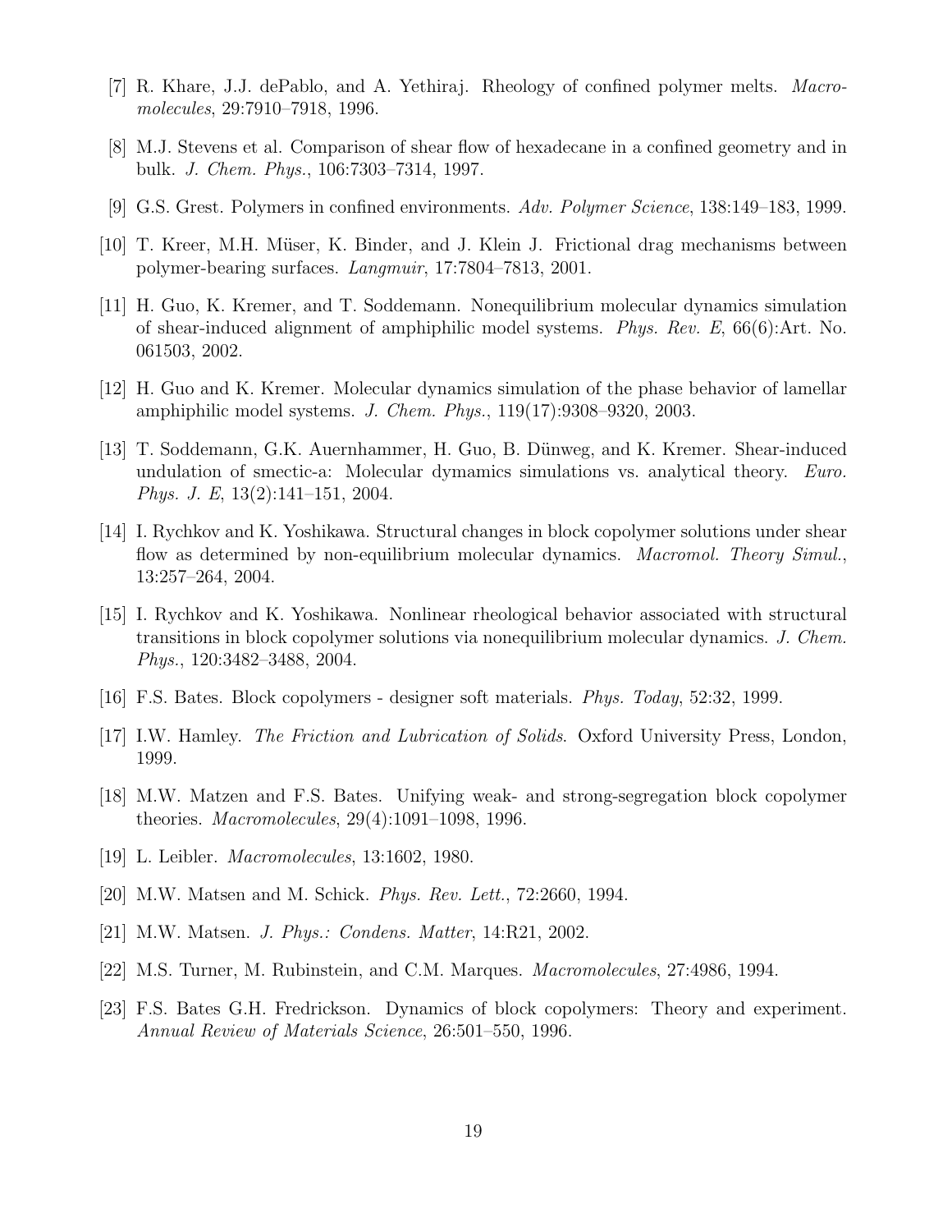[7] R. Khare, J.J. dePablo, and A. Yethiraj. Rheology of confined polymer melts. *Macromolecules*, 29:7910–7918, 1996.

[8] M.J. Stevens et al. Comparison of shear flow of hexadecane in a confined geometry and in bulk. *J. Chem. Phys.*, 106:7303–7314, 1997.

[9] G.S. Grest. Polymers in confined environments. *Adv. Polymer Science*, 138:149–183, 1999.

[10] T. Kreer, M.H. Müser, K. Binder, and J. Klein J. Frictional drag mechanisms between polymer-bearing surfaces. *Langmuir*, 17:7804–7813, 2001.

[11] H. Guo, K. Kremer, and T. Soddemann. Nonequilibrium molecular dynamics simulation of shear-induced alignment of amphiphilic model systems. *Phys. Rev. E*, 66(6):Art. No. 061503, 2002.

[12] H. Guo and K. Kremer. Molecular dynamics simulation of the phase behavior of lamellar amphiphilic model systems. *J. Chem. Phys.*, 119(17):9308–9320, 2003.

[13] T. Soddemann, G.K. Auernhammer, H. Guo, B. Dünweg, and K. Kremer. Shear-induced undulation of smectic-a: Molecular dymamics simulations vs. analytical theory. *Euro. Phys. J. E*, 13(2):141–151, 2004.

[14] I. Rychkov and K. Yoshikawa. Structural changes in block copolymer solutions under shear flow as determined by non-equilibrium molecular dynamics. *Macromol. Theory Simul.*, 13:257–264, 2004.

[15] I. Rychkov and K. Yoshikawa. Nonlinear rheological behavior associated with structural transitions in block copolymer solutions via nonequilibrium molecular dynamics. *J. Chem. Phys.*, 120:3482–3488, 2004.

[16] F.S. Bates. Block copolymers - designer soft materials. *Phys. Today*, 52:32, 1999.

[17] I.W. Hamley. *The Friction and Lubrication of Solids*. Oxford University Press, London, 1999.

[18] M.W. Matzen and F.S. Bates. Unifying weak- and strong-segregation block copolymer theories. *Macromolecules*, 29(4):1091–1098, 1996.

[19] L. Leibler. *Macromolecules*, 13:1602, 1980.

[20] M.W. Matsen and M. Schick. *Phys. Rev. Lett.*, 72:2660, 1994.

[21] M.W. Matsen. *J. Phys.: Condens. Matter*, 14:R21, 2002.

[22] M.S. Turner, M. Rubinstein, and C.M. Marques. *Macromolecules*, 27:4986, 1994.

[23] F.S. Bates G.H. Fredrickson. Dynamics of block copolymers: Theory and experiment. *Annual Review of Materials Science*, 26:501–550, 1996.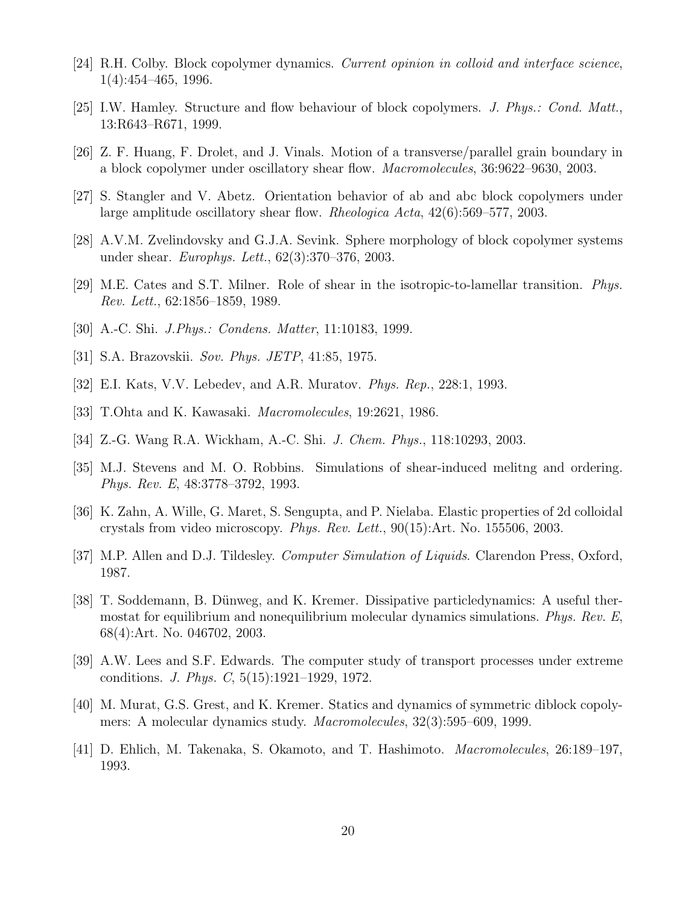[24] R.H. Colby. Block copolymer dynamics. *Current opinion in colloid and interface science*, 1(4):454–465, 1996.

[25] I.W. Hamley. Structure and flow behaviour of block copolymers. *J. Phys.: Cond. Matt.*, 13:R643–R671, 1999.

[26] Z. F. Huang, F. Drolet, and J. Vinals. Motion of a transverse/parallel grain boundary in a block copolymer under oscillatory shear flow. *Macromolecules*, 36:9622–9630, 2003.

[27] S. Stangler and V. Abetz. Orientation behavior of ab and abc block copolymers under large amplitude oscillatory shear flow. *Rheologica Acta*, 42(6):569–577, 2003.

[28] A.V.M. Zvelindovsky and G.J.A. Sevink. Sphere morphology of block copolymer systems under shear. *Europhys. Lett.*, 62(3):370–376, 2003.

[29] M.E. Cates and S.T. Milner. Role of shear in the isotropic-to-lamellar transition. *Phys. Rev. Lett.*, 62:1856–1859, 1989.

[30] A.-C. Shi. *J.Phys.: Condens. Matter*, 11:10183, 1999.

[31] S.A. Brazovskii. *Sov. Phys. JETP*, 41:85, 1975.

[32] E.I. Kats, V.V. Lebedev, and A.R. Muratov. *Phys. Rep.*, 228:1, 1993.

[33] T.Ohta and K. Kawasaki. *Macromolecules*, 19:2621, 1986.

[34] Z.-G. Wang R.A. Wickham, A.-C. Shi. *J. Chem. Phys.*, 118:10293, 2003.

[35] M.J. Stevens and M. O. Robbins. Simulations of shear-induced melitng and ordering. *Phys. Rev. E*, 48:3778–3792, 1993.

[36] K. Zahn, A. Wille, G. Maret, S. Sengupta, and P. Nielaba. Elastic properties of 2d colloidal crystals from video microscopy. *Phys. Rev. Lett.*, 90(15):Art. No. 155506, 2003.

[37] M.P. Allen and D.J. Tildesley. *Computer Simulation of Liquids*. Clarendon Press, Oxford, 1987.

[38] T. Soddemann, B. Dünweg, and K. Kremer. Dissipative particledynamics: A useful thermostat for equilibrium and nonequilibrium molecular dynamics simulations. *Phys. Rev. E*, 68(4):Art. No. 046702, 2003.

[39] A.W. Lees and S.F. Edwards. The computer study of transport processes under extreme conditions. *J. Phys. C*, 5(15):1921–1929, 1972.

[40] M. Murat, G.S. Grest, and K. Kremer. Statics and dynamics of symmetric diblock copolymers: A molecular dynamics study. *Macromolecules*, 32(3):595–609, 1999.

[41] D. Ehlich, M. Takenaka, S. Okamoto, and T. Hashimoto. *Macromolecules*, 26:189–197, 1993.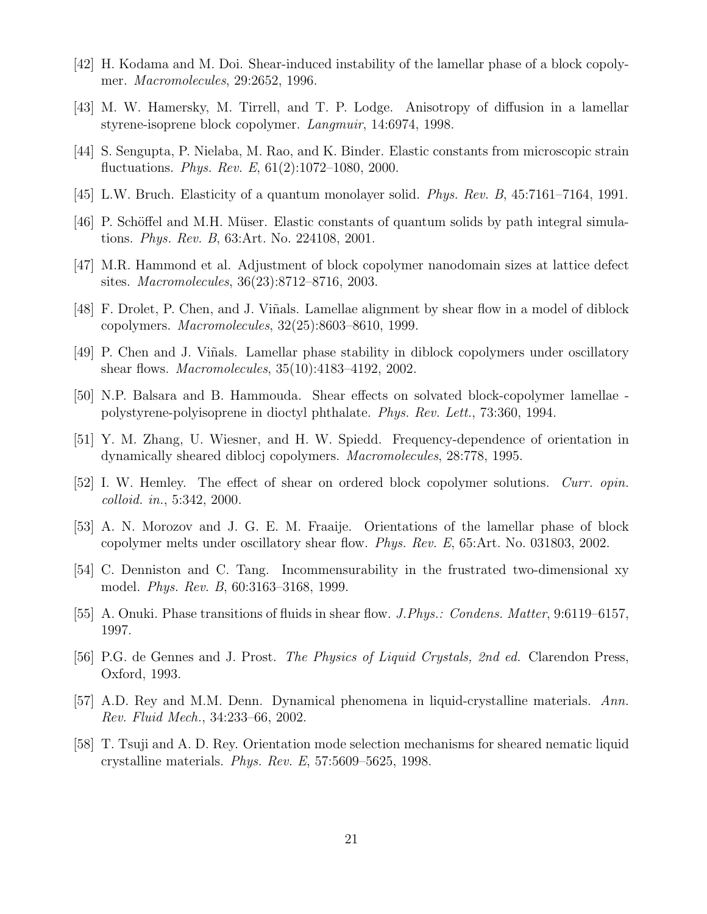[42] H. Kodama and M. Doi. Shear-induced instability of the lamellar phase of a block copolymer. *Macromolecules*, 29:2652, 1996.

[43] M. W. Hamersky, M. Tirrell, and T. P. Lodge. Anisotropy of diffusion in a lamellar styrene-isoprene block copolymer. *Langmuir*, 14:6974, 1998.

[44] S. Sengupta, P. Nielaba, M. Rao, and K. Binder. Elastic constants from microscopic strain fluctuations. *Phys. Rev. E*, 61(2):1072–1080, 2000.

[45] L.W. Bruch. Elasticity of a quantum monolayer solid. *Phys. Rev. B*, 45:7161–7164, 1991.

[46] P. Schöffel and M.H. Müser. Elastic constants of quantum solids by path integral simulations. *Phys. Rev. B*, 63:Art. No. 224108, 2001.

[47] M.R. Hammond et al. Adjustment of block copolymer nanodomain sizes at lattice defect sites. *Macromolecules*, 36(23):8712–8716, 2003.

[48] F. Drolet, P. Chen, and J. Viñals. Lamellae alignment by shear flow in a model of diblock copolymers. *Macromolecules*, 32(25):8603–8610, 1999.

[49] P. Chen and J. Viñals. Lamellar phase stability in diblock copolymers under oscillatory shear flows. *Macromolecules*, 35(10):4183–4192, 2002.

[50] N.P. Balsara and B. Hammouda. Shear effects on solvated block-copolymer lamellae - polystyrene-polyisoprene in dioctyl phthalate. *Phys. Rev. Lett.*, 73:360, 1994.

[51] Y. M. Zhang, U. Wiesner, and H. W. Spiedd. Frequency-dependence of orientation in dynamically sheared diblocj copolymers. *Macromolecules*, 28:778, 1995.

[52] I. W. Hemley. The effect of shear on ordered block copolymer solutions. *Curr. opin. colloid. in.*, 5:342, 2000.

[53] A. N. Morozov and J. G. E. M. Fraaije. Orientations of the lamellar phase of block copolymer melts under oscillatory shear flow. *Phys. Rev. E*, 65:Art. No. 031803, 2002.

[54] C. Denniston and C. Tang. Incommensurability in the frustrated two-dimensional xy model. *Phys. Rev. B*, 60:3163–3168, 1999.

[55] A. Onuki. Phase transitions of fluids in shear flow. *J.Phys.: Condens. Matter*, 9:6119–6157, 1997.

[56] P.G. de Gennes and J. Prost. *The Physics of Liquid Crystals, 2nd ed.* Clarendon Press, Oxford, 1993.

[57] A.D. Rey and M.M. Denn. Dynamical phenomena in liquid-crystalline materials. *Ann. Rev. Fluid Mech.*, 34:233–66, 2002.

[58] T. Tsuji and A. D. Rey. Orientation mode selection mechanisms for sheared nematic liquid crystalline materials. *Phys. Rev. E*, 57:5609–5625, 1998.